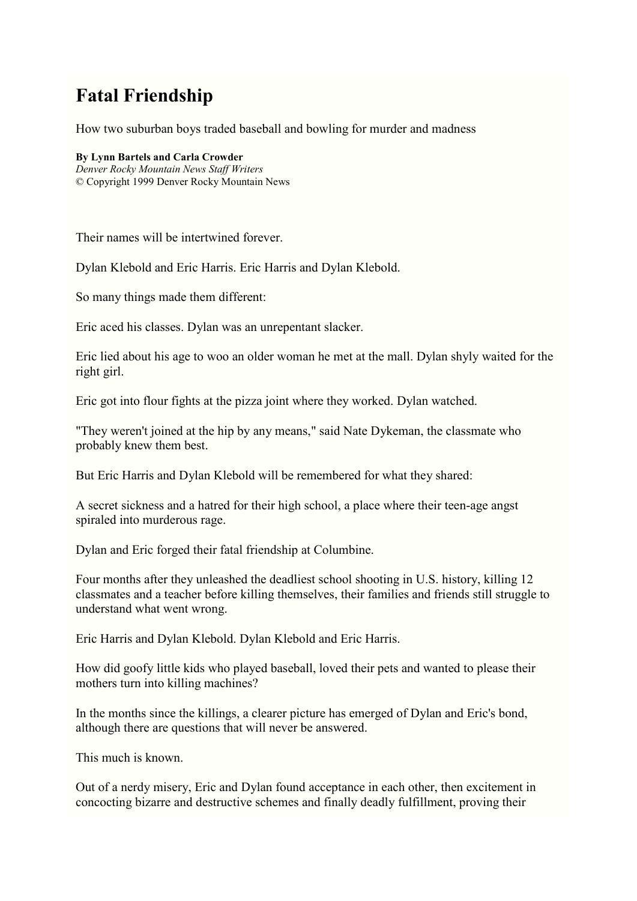# Fatal Friendship

How two suburban boys traded baseball and bowling for murder and madness

**By Lynn Bartels and Carla Crowder**
*Denver Rocky Mountain News Staff Writers*
© Copyright 1999 Denver Rocky Mountain News

Their names will be intertwined forever.

Dylan Klebold and Eric Harris. Eric Harris and Dylan Klebold.

So many things made them different:

Eric aced his classes. Dylan was an unrepentant slacker.

Eric lied about his age to woo an older woman he met at the mall. Dylan shyly waited for the right girl.

Eric got into flour fights at the pizza joint where they worked. Dylan watched.

"They weren't joined at the hip by any means," said Nate Dykeman, the classmate who probably knew them best.

But Eric Harris and Dylan Klebold will be remembered for what they shared:

A secret sickness and a hatred for their high school, a place where their teen-age angst spiraled into murderous rage.

Dylan and Eric forged their fatal friendship at Columbine.

Four months after they unleashed the deadliest school shooting in U.S. history, killing 12 classmates and a teacher before killing themselves, their families and friends still struggle to understand what went wrong.

Eric Harris and Dylan Klebold. Dylan Klebold and Eric Harris.

How did goofy little kids who played baseball, loved their pets and wanted to please their mothers turn into killing machines?

In the months since the killings, a clearer picture has emerged of Dylan and Eric's bond, although there are questions that will never be answered.

This much is known.

Out of a nerdy misery, Eric and Dylan found acceptance in each other, then excitement in concocting bizarre and destructive schemes and finally deadly fulfillment, proving their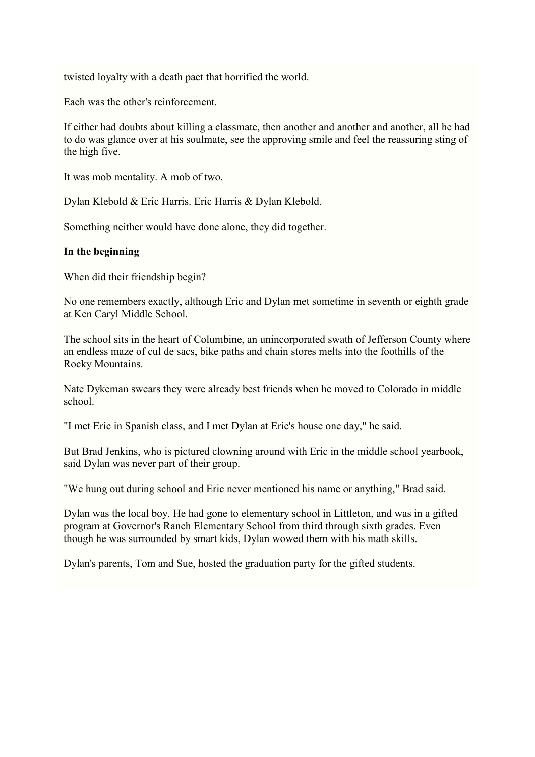twisted loyalty with a death pact that horrified the world.

Each was the other's reinforcement.

If either had doubts about killing a classmate, then another and another and another, all he had to do was glance over at his soulmate, see the approving smile and feel the reassuring sting of the high five.

It was mob mentality. A mob of two.

Dylan Klebold & Eric Harris. Eric Harris & Dylan Klebold.

Something neither would have done alone, they did together.

**In the beginning**

When did their friendship begin?

No one remembers exactly, although Eric and Dylan met sometime in seventh or eighth grade at Ken Caryl Middle School.

The school sits in the heart of Columbine, an unincorporated swath of Jefferson County where an endless maze of cul de sacs, bike paths and chain stores melts into the foothills of the Rocky Mountains.

Nate Dykeman swears they were already best friends when he moved to Colorado in middle school.

"I met Eric in Spanish class, and I met Dylan at Eric's house one day," he said.

But Brad Jenkins, who is pictured clowning around with Eric in the middle school yearbook, said Dylan was never part of their group.

"We hung out during school and Eric never mentioned his name or anything," Brad said.

Dylan was the local boy. He had gone to elementary school in Littleton, and was in a gifted program at Governor's Ranch Elementary School from third through sixth grades. Even though he was surrounded by smart kids, Dylan wowed them with his math skills.

Dylan's parents, Tom and Sue, hosted the graduation party for the gifted students.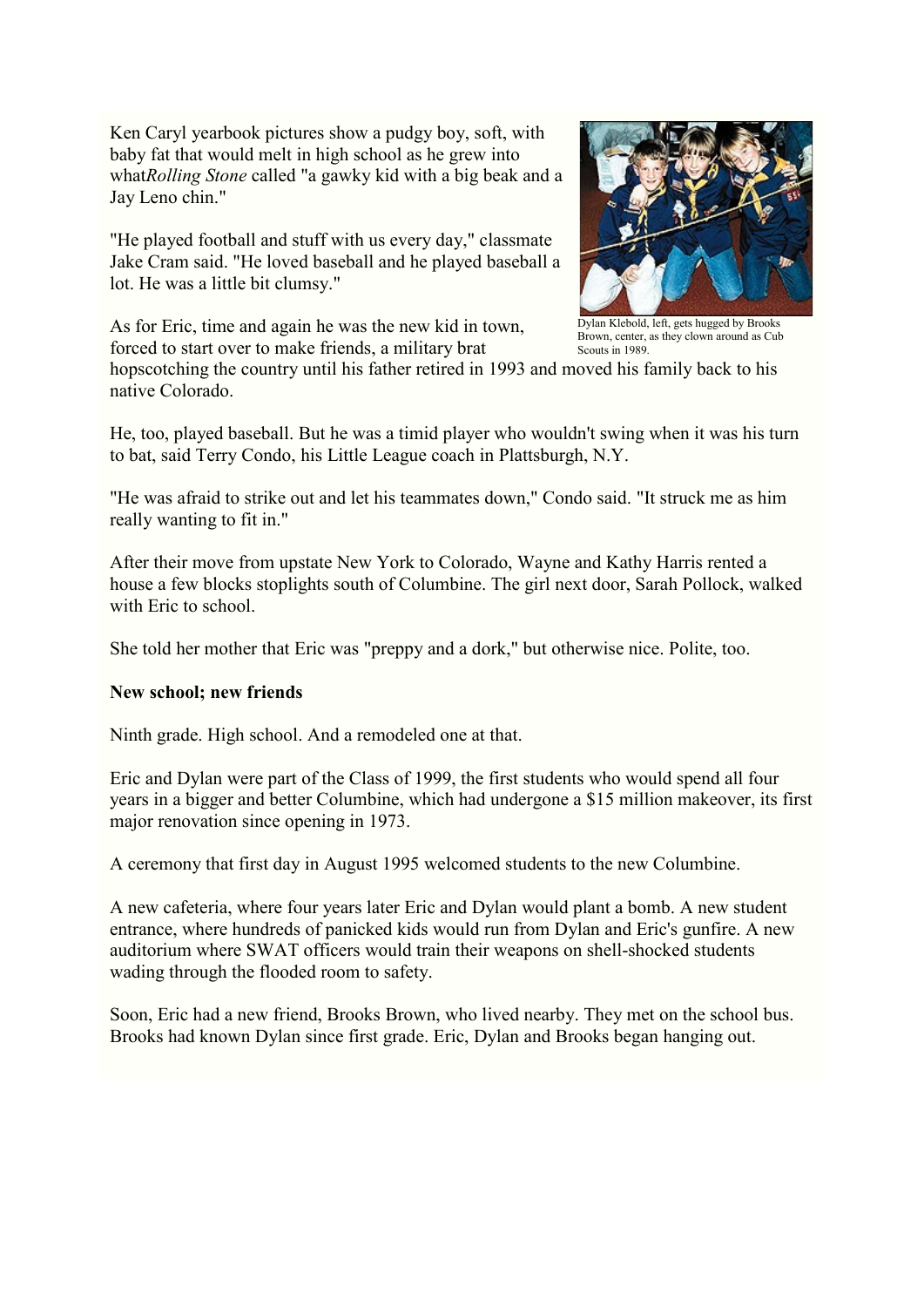Ken Caryl yearbook pictures show a pudgy boy, soft, with baby fat that would melt in high school as he grew into what*Rolling Stone* called "a gawky kid with a big beak and a Jay Leno chin."

"He played football and stuff with us every day," classmate Jake Cram said. "He loved baseball and he played baseball a lot. He was a little bit clumsy."

Dylan Klebold, left, gets hugged by Brooks Brown, center, as they clown around as Cub Scouts in 1989.

As for Eric, time and again he was the new kid in town, forced to start over to make friends, a military brat hopscotching the country until his father retired in 1993 and moved his family back to his native Colorado.

He, too, played baseball. But he was a timid player who wouldn't swing when it was his turn to bat, said Terry Condo, his Little League coach in Plattsburgh, N.Y.

"He was afraid to strike out and let his teammates down," Condo said. "It struck me as him really wanting to fit in."

After their move from upstate New York to Colorado, Wayne and Kathy Harris rented a house a few blocks stoplights south of Columbine. The girl next door, Sarah Pollock, walked with Eric to school.

She told her mother that Eric was "preppy and a dork," but otherwise nice. Polite, too.

**New school; new friends**

Ninth grade. High school. And a remodeled one at that.

Eric and Dylan were part of the Class of 1999, the first students who would spend all four years in a bigger and better Columbine, which had undergone a $15 million makeover, its first major renovation since opening in 1973.

A ceremony that first day in August 1995 welcomed students to the new Columbine.

A new cafeteria, where four years later Eric and Dylan would plant a bomb. A new student entrance, where hundreds of panicked kids would run from Dylan and Eric's gunfire. A new auditorium where SWAT officers would train their weapons on shell-shocked students wading through the flooded room to safety.

Soon, Eric had a new friend, Brooks Brown, who lived nearby. They met on the school bus. Brooks had known Dylan since first grade. Eric, Dylan and Brooks began hanging out.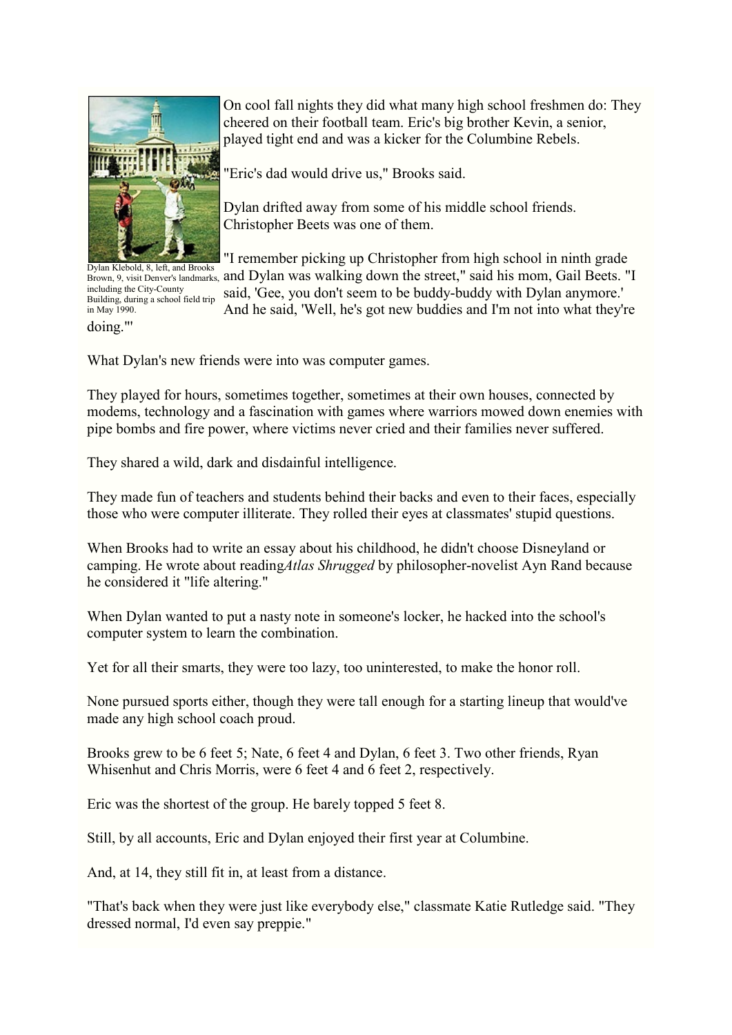Dylan Klebold, 8, left, and Brooks Brown, 9, visit Denver's landmarks, including the City-County Building, during a school field trip in May 1990.

On cool fall nights they did what many high school freshmen do: They cheered on their football team. Eric's big brother Kevin, a senior, played tight end and was a kicker for the Columbine Rebels.

"Eric's dad would drive us," Brooks said.

Dylan drifted away from some of his middle school friends. Christopher Beets was one of them.

"I remember picking up Christopher from high school in ninth grade and Dylan was walking down the street," said his mom, Gail Beets. "I said, 'Gee, you don't seem to be buddy-buddy with Dylan anymore.' And he said, 'Well, he's got new buddies and I'm not into what they're doing."'

What Dylan's new friends were into was computer games.

They played for hours, sometimes together, sometimes at their own houses, connected by modems, technology and a fascination with games where warriors mowed down enemies with pipe bombs and fire power, where victims never cried and their families never suffered.

They shared a wild, dark and disdainful intelligence.

They made fun of teachers and students behind their backs and even to their faces, especially those who were computer illiterate. They rolled their eyes at classmates' stupid questions.

When Brooks had to write an essay about his childhood, he didn't choose Disneyland or camping. He wrote about reading*Atlas Shrugged* by philosopher-novelist Ayn Rand because he considered it "life altering."

When Dylan wanted to put a nasty note in someone's locker, he hacked into the school's computer system to learn the combination.

Yet for all their smarts, they were too lazy, too uninterested, to make the honor roll.

None pursued sports either, though they were tall enough for a starting lineup that would've made any high school coach proud.

Brooks grew to be 6 feet 5; Nate, 6 feet 4 and Dylan, 6 feet 3. Two other friends, Ryan Whisenhut and Chris Morris, were 6 feet 4 and 6 feet 2, respectively.

Eric was the shortest of the group. He barely topped 5 feet 8.

Still, by all accounts, Eric and Dylan enjoyed their first year at Columbine.

And, at 14, they still fit in, at least from a distance.

"That's back when they were just like everybody else," classmate Katie Rutledge said. "They dressed normal, I'd even say preppie."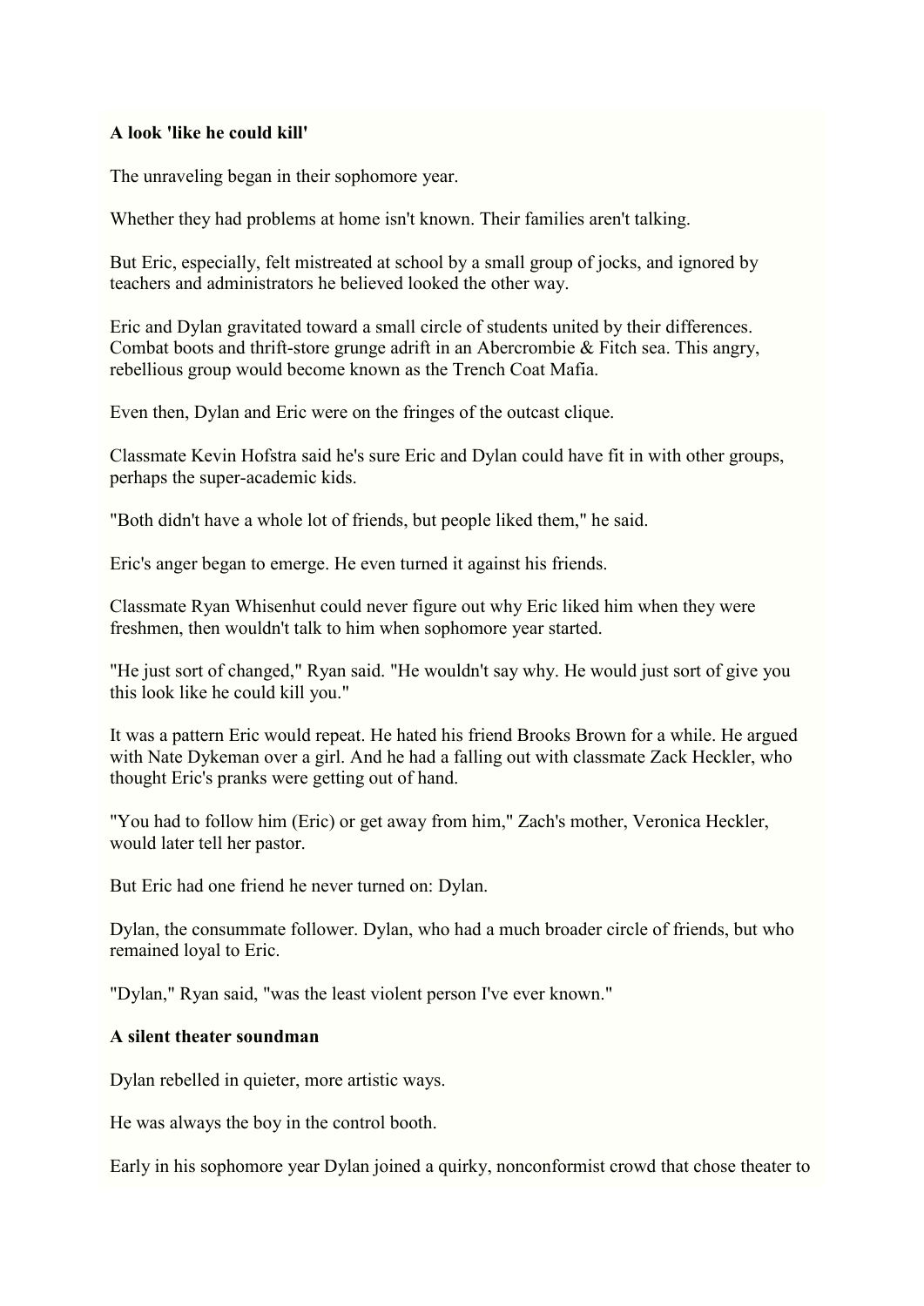**A look 'like he could kill'**

The unraveling began in their sophomore year.

Whether they had problems at home isn't known. Their families aren't talking.

But Eric, especially, felt mistreated at school by a small group of jocks, and ignored by teachers and administrators he believed looked the other way.

Eric and Dylan gravitated toward a small circle of students united by their differences. Combat boots and thrift-store grunge adrift in an Abercrombie & Fitch sea. This angry, rebellious group would become known as the Trench Coat Mafia.

Even then, Dylan and Eric were on the fringes of the outcast clique.

Classmate Kevin Hofstra said he's sure Eric and Dylan could have fit in with other groups, perhaps the super-academic kids.

"Both didn't have a whole lot of friends, but people liked them," he said.

Eric's anger began to emerge. He even turned it against his friends.

Classmate Ryan Whisenhut could never figure out why Eric liked him when they were freshmen, then wouldn't talk to him when sophomore year started.

"He just sort of changed," Ryan said. "He wouldn't say why. He would just sort of give you this look like he could kill you."

It was a pattern Eric would repeat. He hated his friend Brooks Brown for a while. He argued with Nate Dykeman over a girl. And he had a falling out with classmate Zack Heckler, who thought Eric's pranks were getting out of hand.

"You had to follow him (Eric) or get away from him," Zach's mother, Veronica Heckler, would later tell her pastor.

But Eric had one friend he never turned on: Dylan.

Dylan, the consummate follower. Dylan, who had a much broader circle of friends, but who remained loyal to Eric.

"Dylan," Ryan said, "was the least violent person I've ever known."

**A silent theater soundman**

Dylan rebelled in quieter, more artistic ways.

He was always the boy in the control booth.

Early in his sophomore year Dylan joined a quirky, nonconformist crowd that chose theater to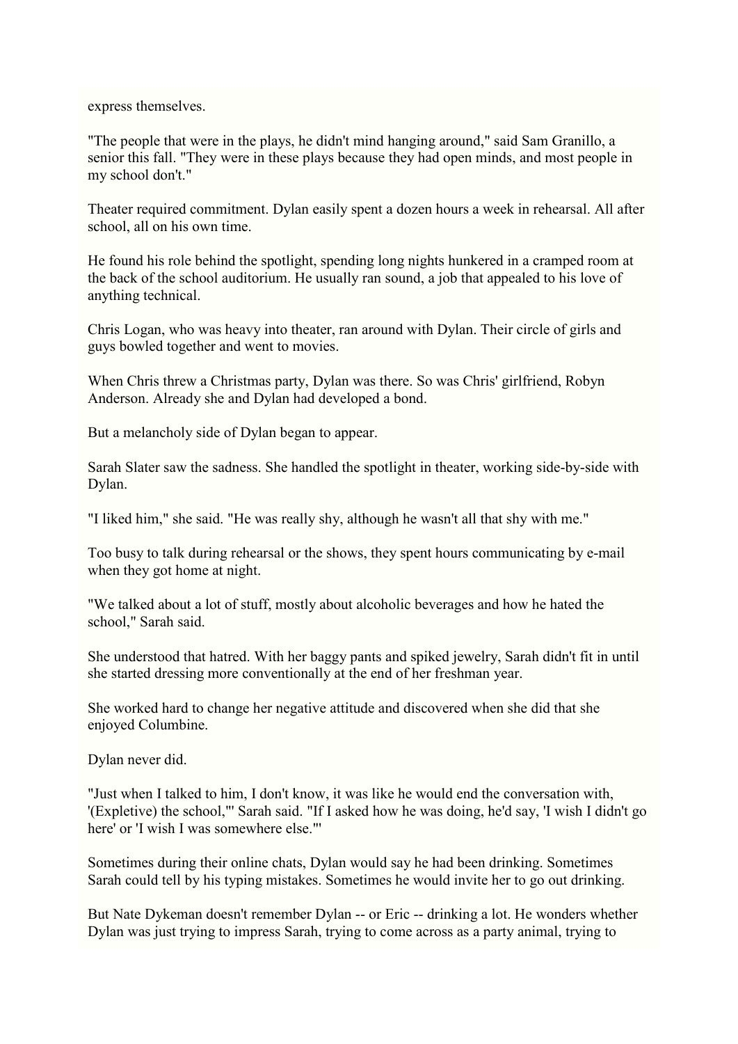express themselves.

"The people that were in the plays, he didn't mind hanging around," said Sam Granillo, a senior this fall. "They were in these plays because they had open minds, and most people in my school don't."

Theater required commitment. Dylan easily spent a dozen hours a week in rehearsal. All after school, all on his own time.

He found his role behind the spotlight, spending long nights hunkered in a cramped room at the back of the school auditorium. He usually ran sound, a job that appealed to his love of anything technical.

Chris Logan, who was heavy into theater, ran around with Dylan. Their circle of girls and guys bowled together and went to movies.

When Chris threw a Christmas party, Dylan was there. So was Chris' girlfriend, Robyn Anderson. Already she and Dylan had developed a bond.

But a melancholy side of Dylan began to appear.

Sarah Slater saw the sadness. She handled the spotlight in theater, working side-by-side with Dylan.

"I liked him," she said. "He was really shy, although he wasn't all that shy with me."

Too busy to talk during rehearsal or the shows, they spent hours communicating by e-mail when they got home at night.

"We talked about a lot of stuff, mostly about alcoholic beverages and how he hated the school," Sarah said.

She understood that hatred. With her baggy pants and spiked jewelry, Sarah didn't fit in until she started dressing more conventionally at the end of her freshman year.

She worked hard to change her negative attitude and discovered when she did that she enjoyed Columbine.

Dylan never did.

"Just when I talked to him, I don't know, it was like he would end the conversation with, '(Expletive) the school,'" Sarah said. "If I asked how he was doing, he'd say, 'I wish I didn't go here' or 'I wish I was somewhere else.'"

Sometimes during their online chats, Dylan would say he had been drinking. Sometimes Sarah could tell by his typing mistakes. Sometimes he would invite her to go out drinking.

But Nate Dykeman doesn't remember Dylan -- or Eric -- drinking a lot. He wonders whether Dylan was just trying to impress Sarah, trying to come across as a party animal, trying to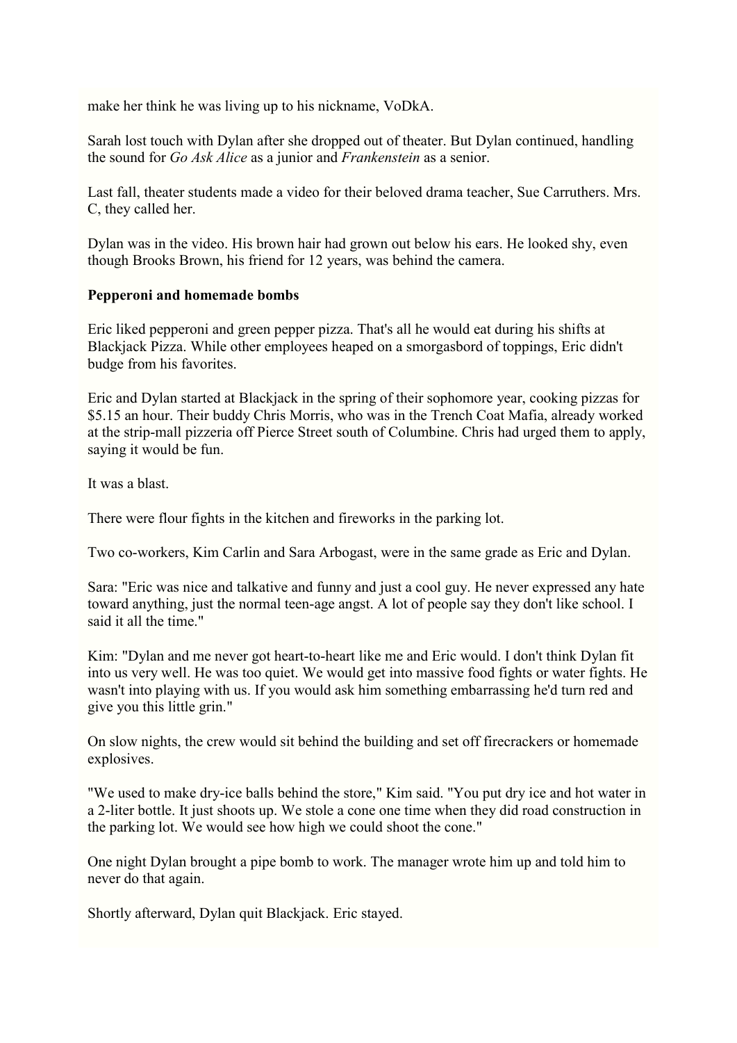make her think he was living up to his nickname, VoDkA.

Sarah lost touch with Dylan after she dropped out of theater. But Dylan continued, handling the sound for *Go Ask Alice* as a junior and *Frankenstein* as a senior.

Last fall, theater students made a video for their beloved drama teacher, Sue Carruthers. Mrs. C, they called her.

Dylan was in the video. His brown hair had grown out below his ears. He looked shy, even though Brooks Brown, his friend for 12 years, was behind the camera.

**Pepperoni and homemade bombs**

Eric liked pepperoni and green pepper pizza. That's all he would eat during his shifts at Blackjack Pizza. While other employees heaped on a smorgasbord of toppings, Eric didn't budge from his favorites.

Eric and Dylan started at Blackjack in the spring of their sophomore year, cooking pizzas for $5.15 an hour. Their buddy Chris Morris, who was in the Trench Coat Mafia, already worked at the strip-mall pizzeria off Pierce Street south of Columbine. Chris had urged them to apply, saying it would be fun.

It was a blast.

There were flour fights in the kitchen and fireworks in the parking lot.

Two co-workers, Kim Carlin and Sara Arbogast, were in the same grade as Eric and Dylan.

Sara: "Eric was nice and talkative and funny and just a cool guy. He never expressed any hate toward anything, just the normal teen-age angst. A lot of people say they don't like school. I said it all the time."

Kim: "Dylan and me never got heart-to-heart like me and Eric would. I don't think Dylan fit into us very well. He was too quiet. We would get into massive food fights or water fights. He wasn't into playing with us. If you would ask him something embarrassing he'd turn red and give you this little grin."

On slow nights, the crew would sit behind the building and set off firecrackers or homemade explosives.

"We used to make dry-ice balls behind the store," Kim said. "You put dry ice and hot water in a 2-liter bottle. It just shoots up. We stole a cone one time when they did road construction in the parking lot. We would see how high we could shoot the cone."

One night Dylan brought a pipe bomb to work. The manager wrote him up and told him to never do that again.

Shortly afterward, Dylan quit Blackjack. Eric stayed.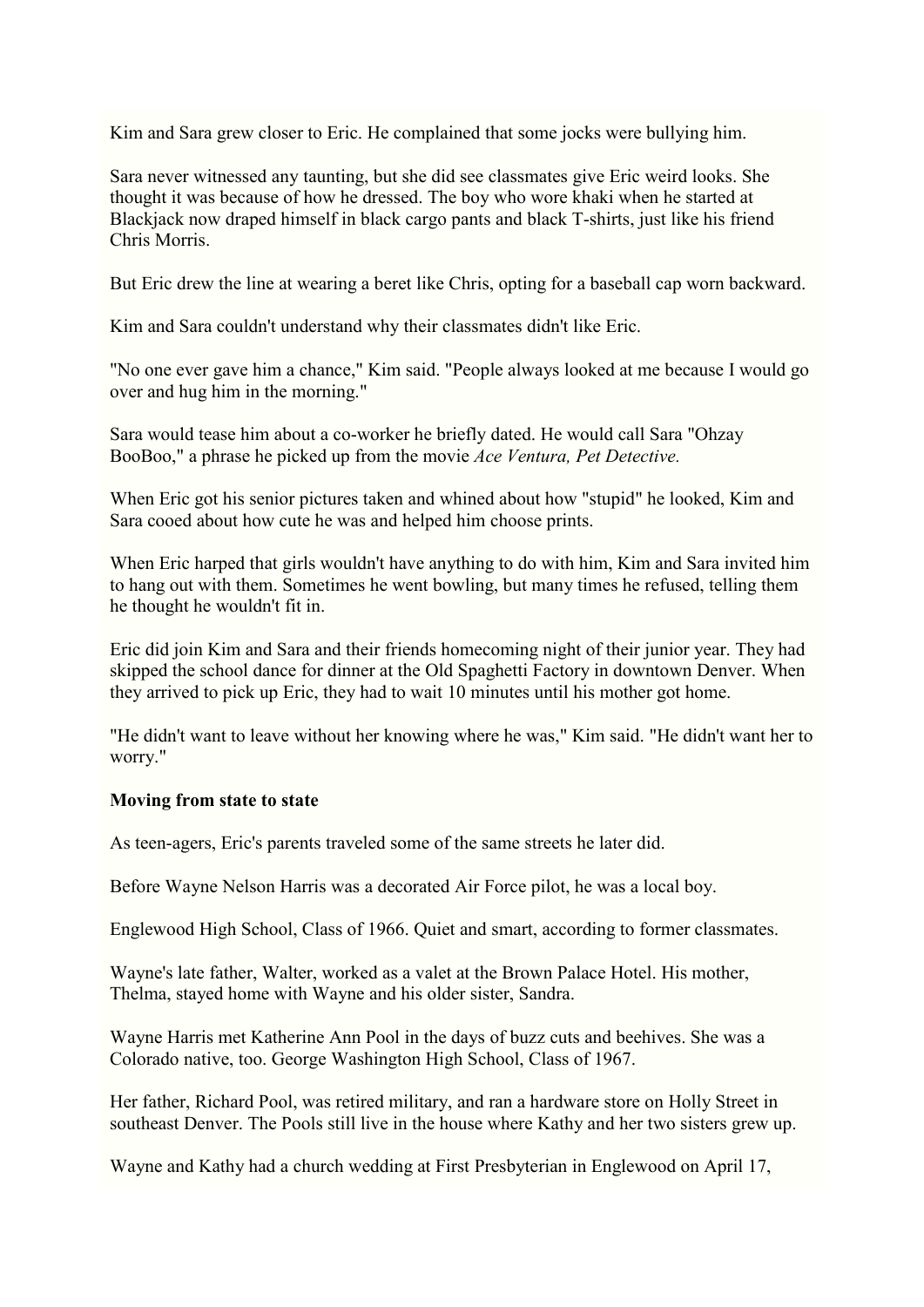Kim and Sara grew closer to Eric. He complained that some jocks were bullying him.

Sara never witnessed any taunting, but she did see classmates give Eric weird looks. She thought it was because of how he dressed. The boy who wore khaki when he started at Blackjack now draped himself in black cargo pants and black T-shirts, just like his friend Chris Morris.

But Eric drew the line at wearing a beret like Chris, opting for a baseball cap worn backward.

Kim and Sara couldn't understand why their classmates didn't like Eric.

"No one ever gave him a chance," Kim said. "People always looked at me because I would go over and hug him in the morning."

Sara would tease him about a co-worker he briefly dated. He would call Sara "Ohzay BooBoo," a phrase he picked up from the movie *Ace Ventura, Pet Detective.*

When Eric got his senior pictures taken and whined about how "stupid" he looked, Kim and Sara cooed about how cute he was and helped him choose prints.

When Eric harped that girls wouldn't have anything to do with him, Kim and Sara invited him to hang out with them. Sometimes he went bowling, but many times he refused, telling them he thought he wouldn't fit in.

Eric did join Kim and Sara and their friends homecoming night of their junior year. They had skipped the school dance for dinner at the Old Spaghetti Factory in downtown Denver. When they arrived to pick up Eric, they had to wait 10 minutes until his mother got home.

"He didn't want to leave without her knowing where he was," Kim said. "He didn't want her to worry."

**Moving from state to state**

As teen-agers, Eric's parents traveled some of the same streets he later did.

Before Wayne Nelson Harris was a decorated Air Force pilot, he was a local boy.

Englewood High School, Class of 1966. Quiet and smart, according to former classmates.

Wayne's late father, Walter, worked as a valet at the Brown Palace Hotel. His mother, Thelma, stayed home with Wayne and his older sister, Sandra.

Wayne Harris met Katherine Ann Pool in the days of buzz cuts and beehives. She was a Colorado native, too. George Washington High School, Class of 1967.

Her father, Richard Pool, was retired military, and ran a hardware store on Holly Street in southeast Denver. The Pools still live in the house where Kathy and her two sisters grew up.

Wayne and Kathy had a church wedding at First Presbyterian in Englewood on April 17,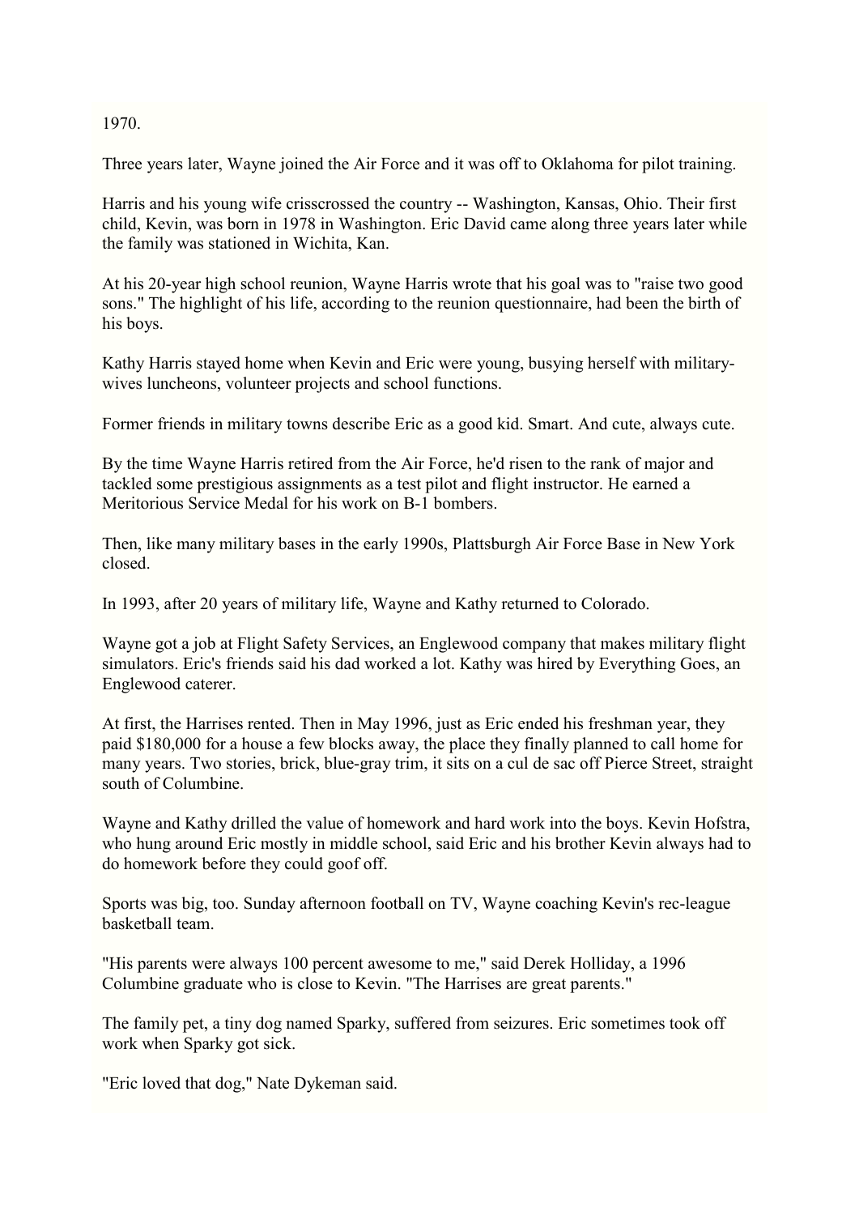1970.

Three years later, Wayne joined the Air Force and it was off to Oklahoma for pilot training.

Harris and his young wife crisscrossed the country -- Washington, Kansas, Ohio. Their first child, Kevin, was born in 1978 in Washington. Eric David came along three years later while the family was stationed in Wichita, Kan.

At his 20-year high school reunion, Wayne Harris wrote that his goal was to "raise two good sons." The highlight of his life, according to the reunion questionnaire, had been the birth of his boys.

Kathy Harris stayed home when Kevin and Eric were young, busying herself with military-wives luncheons, volunteer projects and school functions.

Former friends in military towns describe Eric as a good kid. Smart. And cute, always cute.

By the time Wayne Harris retired from the Air Force, he'd risen to the rank of major and tackled some prestigious assignments as a test pilot and flight instructor. He earned a Meritorious Service Medal for his work on B-1 bombers.

Then, like many military bases in the early 1990s, Plattsburgh Air Force Base in New York closed.

In 1993, after 20 years of military life, Wayne and Kathy returned to Colorado.

Wayne got a job at Flight Safety Services, an Englewood company that makes military flight simulators. Eric's friends said his dad worked a lot. Kathy was hired by Everything Goes, an Englewood caterer.

At first, the Harrises rented. Then in May 1996, just as Eric ended his freshman year, they paid $180,000 for a house a few blocks away, the place they finally planned to call home for many years. Two stories, brick, blue-gray trim, it sits on a cul de sac off Pierce Street, straight south of Columbine.

Wayne and Kathy drilled the value of homework and hard work into the boys. Kevin Hofstra, who hung around Eric mostly in middle school, said Eric and his brother Kevin always had to do homework before they could goof off.

Sports was big, too. Sunday afternoon football on TV, Wayne coaching Kevin's rec-league basketball team.

"His parents were always 100 percent awesome to me," said Derek Holliday, a 1996 Columbine graduate who is close to Kevin. "The Harrises are great parents."

The family pet, a tiny dog named Sparky, suffered from seizures. Eric sometimes took off work when Sparky got sick.

"Eric loved that dog," Nate Dykeman said.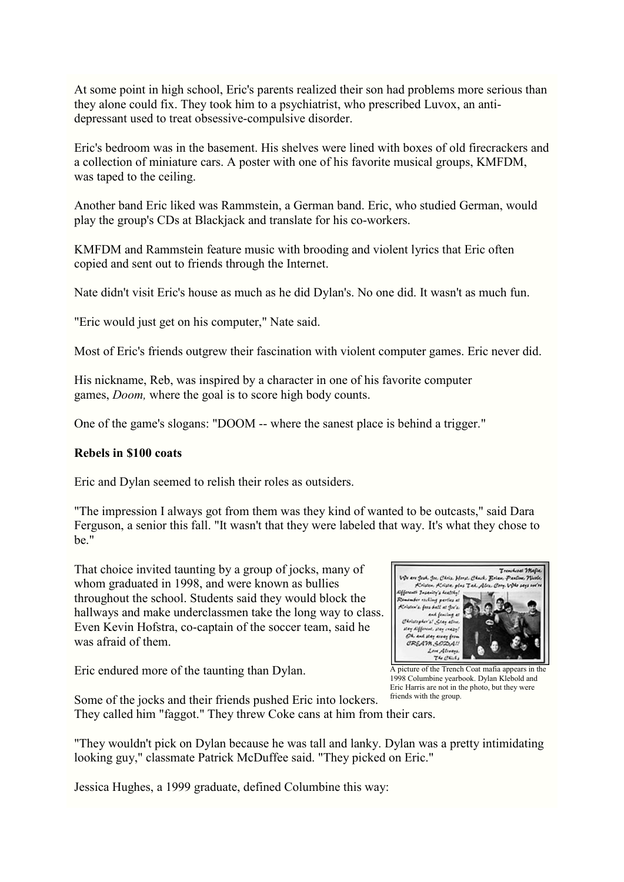At some point in high school, Eric's parents realized their son had problems more serious than they alone could fix. They took him to a psychiatrist, who prescribed Luvox, an anti-depressant used to treat obsessive-compulsive disorder.

Eric's bedroom was in the basement. His shelves were lined with boxes of old firecrackers and a collection of miniature cars. A poster with one of his favorite musical groups, KMFDM, was taped to the ceiling.

Another band Eric liked was Rammstein, a German band. Eric, who studied German, would play the group's CDs at Blackjack and translate for his co-workers.

KMFDM and Rammstein feature music with brooding and violent lyrics that Eric often copied and sent out to friends through the Internet.

Nate didn't visit Eric's house as much as he did Dylan's. No one did. It wasn't as much fun.

"Eric would just get on his computer," Nate said.

Most of Eric's friends outgrew their fascination with violent computer games. Eric never did.

His nickname, Reb, was inspired by a character in one of his favorite computer games, *Doom,* where the goal is to score high body counts.

One of the game's slogans: "DOOM -- where the sanest place is behind a trigger."

**Rebels in $100 coats**

Eric and Dylan seemed to relish their roles as outsiders.

"The impression I always got from them was they kind of wanted to be outcasts," said Dara Ferguson, a senior this fall. "It wasn't that they were labeled that way. It's what they chose to be."

That choice invited taunting by a group of jocks, many of whom graduated in 1998, and were known as bullies throughout the school. Students said they would block the hallways and make underclassmen take the long way to class. Even Kevin Hofstra, co-captain of the soccer team, said he was afraid of them.

A picture of the Trench Coat mafia appears in the 1998 Columbine yearbook. Dylan Klebold and Eric Harris are not in the photo, but they were friends with the group.

Eric endured more of the taunting than Dylan.

Some of the jocks and their friends pushed Eric into lockers. They called him "faggot." They threw Coke cans at him from their cars.

"They wouldn't pick on Dylan because he was tall and lanky. Dylan was a pretty intimidating looking guy," classmate Patrick McDuffee said. "They picked on Eric."

Jessica Hughes, a 1999 graduate, defined Columbine this way: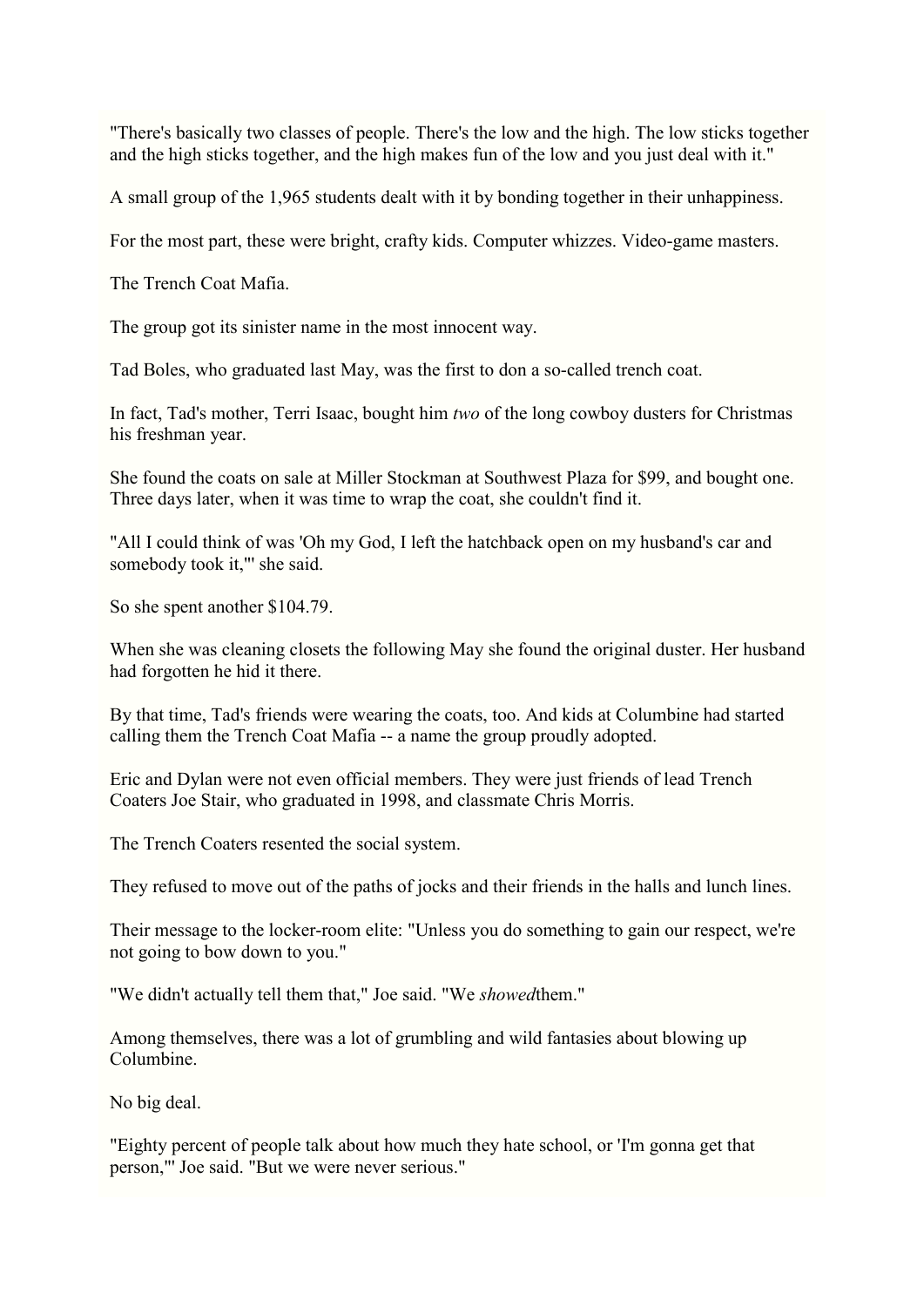"There's basically two classes of people. There's the low and the high. The low sticks together and the high sticks together, and the high makes fun of the low and you just deal with it."

A small group of the 1,965 students dealt with it by bonding together in their unhappiness.

For the most part, these were bright, crafty kids. Computer whizzes. Video-game masters.

The Trench Coat Mafia.

The group got its sinister name in the most innocent way.

Tad Boles, who graduated last May, was the first to don a so-called trench coat.

In fact, Tad's mother, Terri Isaac, bought him *two* of the long cowboy dusters for Christmas his freshman year.

She found the coats on sale at Miller Stockman at Southwest Plaza for $99, and bought one. Three days later, when it was time to wrap the coat, she couldn't find it.

"All I could think of was 'Oh my God, I left the hatchback open on my husband's car and somebody took it,'" she said.

So she spent another $104.79.

When she was cleaning closets the following May she found the original duster. Her husband had forgotten he hid it there.

By that time, Tad's friends were wearing the coats, too. And kids at Columbine had started calling them the Trench Coat Mafia -- a name the group proudly adopted.

Eric and Dylan were not even official members. They were just friends of lead Trench Coaters Joe Stair, who graduated in 1998, and classmate Chris Morris.

The Trench Coaters resented the social system.

They refused to move out of the paths of jocks and their friends in the halls and lunch lines.

Their message to the locker-room elite: "Unless you do something to gain our respect, we're not going to bow down to you."

"We didn't actually tell them that," Joe said. "We *showed*them."

Among themselves, there was a lot of grumbling and wild fantasies about blowing up Columbine.

No big deal.

"Eighty percent of people talk about how much they hate school, or 'I'm gonna get that person,'" Joe said. "But we were never serious."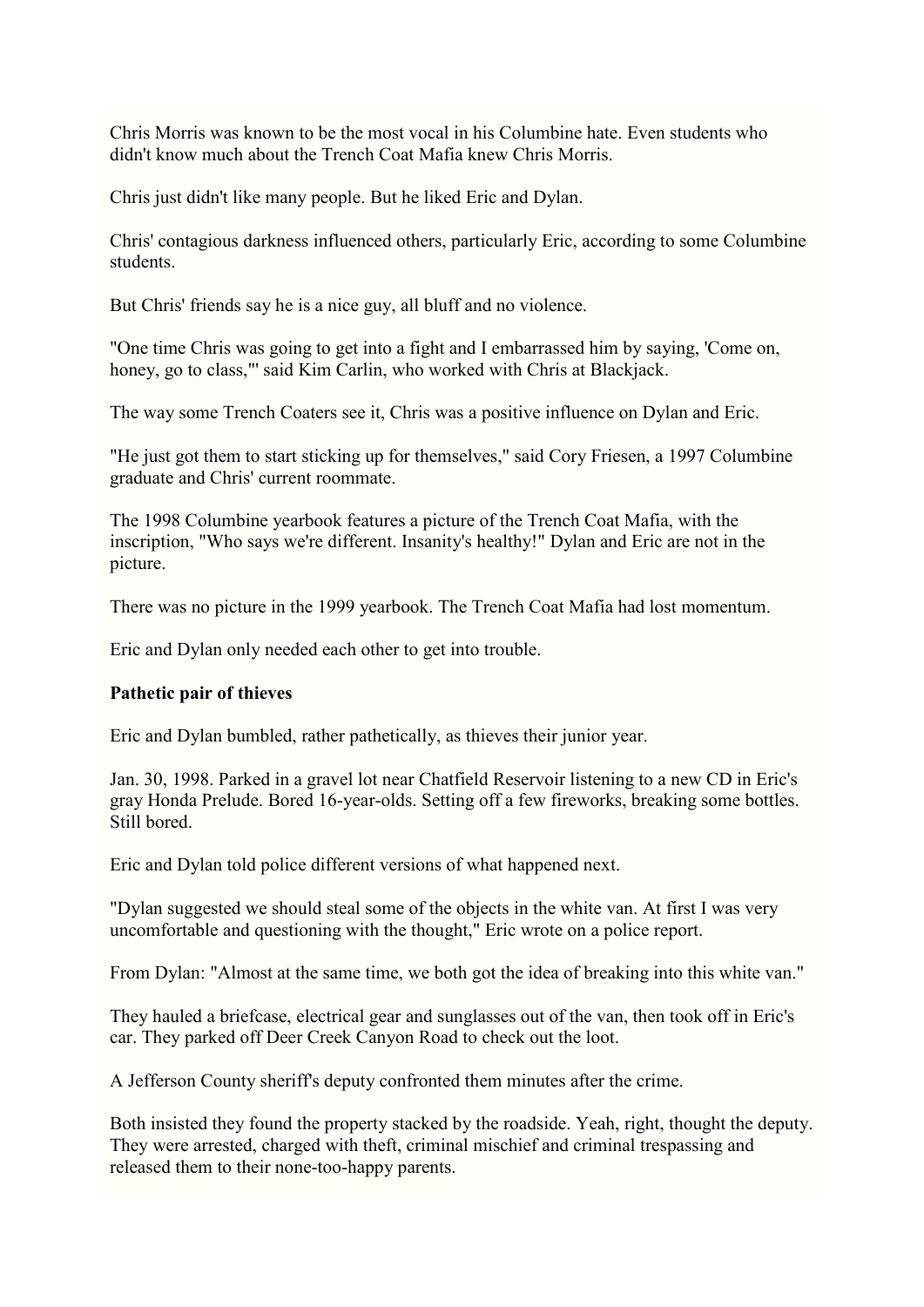Chris Morris was known to be the most vocal in his Columbine hate. Even students who didn't know much about the Trench Coat Mafia knew Chris Morris.

Chris just didn't like many people. But he liked Eric and Dylan.

Chris' contagious darkness influenced others, particularly Eric, according to some Columbine students.

But Chris' friends say he is a nice guy, all bluff and no violence.

"One time Chris was going to get into a fight and I embarrassed him by saying, 'Come on, honey, go to class,'" said Kim Carlin, who worked with Chris at Blackjack.

The way some Trench Coaters see it, Chris was a positive influence on Dylan and Eric.

"He just got them to start sticking up for themselves," said Cory Friesen, a 1997 Columbine graduate and Chris' current roommate.

The 1998 Columbine yearbook features a picture of the Trench Coat Mafia, with the inscription, "Who says we're different. Insanity's healthy!" Dylan and Eric are not in the picture.

There was no picture in the 1999 yearbook. The Trench Coat Mafia had lost momentum.

Eric and Dylan only needed each other to get into trouble.

**Pathetic pair of thieves**

Eric and Dylan bumbled, rather pathetically, as thieves their junior year.

Jan. 30, 1998. Parked in a gravel lot near Chatfield Reservoir listening to a new CD in Eric's gray Honda Prelude. Bored 16-year-olds. Setting off a few fireworks, breaking some bottles. Still bored.

Eric and Dylan told police different versions of what happened next.

"Dylan suggested we should steal some of the objects in the white van. At first I was very uncomfortable and questioning with the thought," Eric wrote on a police report.

From Dylan: "Almost at the same time, we both got the idea of breaking into this white van."

They hauled a briefcase, electrical gear and sunglasses out of the van, then took off in Eric's car. They parked off Deer Creek Canyon Road to check out the loot.

A Jefferson County sheriff's deputy confronted them minutes after the crime.

Both insisted they found the property stacked by the roadside. Yeah, right, thought the deputy. They were arrested, charged with theft, criminal mischief and criminal trespassing and released them to their none-too-happy parents.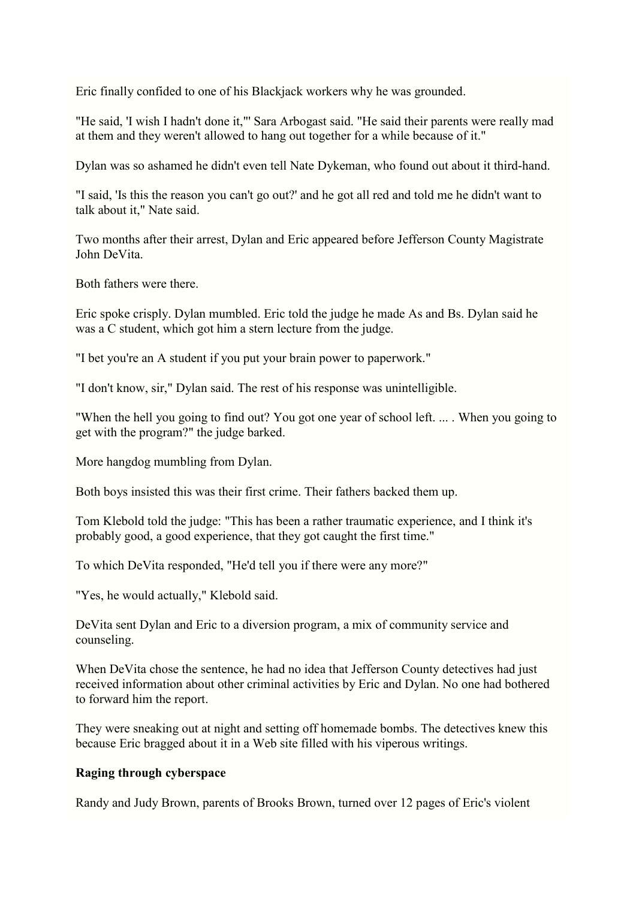Eric finally confided to one of his Blackjack workers why he was grounded.

"He said, 'I wish I hadn't done it,'" Sara Arbogast said. "He said their parents were really mad at them and they weren't allowed to hang out together for a while because of it."

Dylan was so ashamed he didn't even tell Nate Dykeman, who found out about it third-hand.

"I said, 'Is this the reason you can't go out?' and he got all red and told me he didn't want to talk about it," Nate said.

Two months after their arrest, Dylan and Eric appeared before Jefferson County Magistrate John DeVita.

Both fathers were there.

Eric spoke crisply. Dylan mumbled. Eric told the judge he made As and Bs. Dylan said he was a C student, which got him a stern lecture from the judge.

"I bet you're an A student if you put your brain power to paperwork."

"I don't know, sir," Dylan said. The rest of his response was unintelligible.

"When the hell you going to find out? You got one year of school left. ... . When you going to get with the program?" the judge barked.

More hangdog mumbling from Dylan.

Both boys insisted this was their first crime. Their fathers backed them up.

Tom Klebold told the judge: "This has been a rather traumatic experience, and I think it's probably good, a good experience, that they got caught the first time."

To which DeVita responded, "He'd tell you if there were any more?"

"Yes, he would actually," Klebold said.

DeVita sent Dylan and Eric to a diversion program, a mix of community service and counseling.

When DeVita chose the sentence, he had no idea that Jefferson County detectives had just received information about other criminal activities by Eric and Dylan. No one had bothered to forward him the report.

They were sneaking out at night and setting off homemade bombs. The detectives knew this because Eric bragged about it in a Web site filled with his viperous writings.

**Raging through cyberspace**

Randy and Judy Brown, parents of Brooks Brown, turned over 12 pages of Eric's violent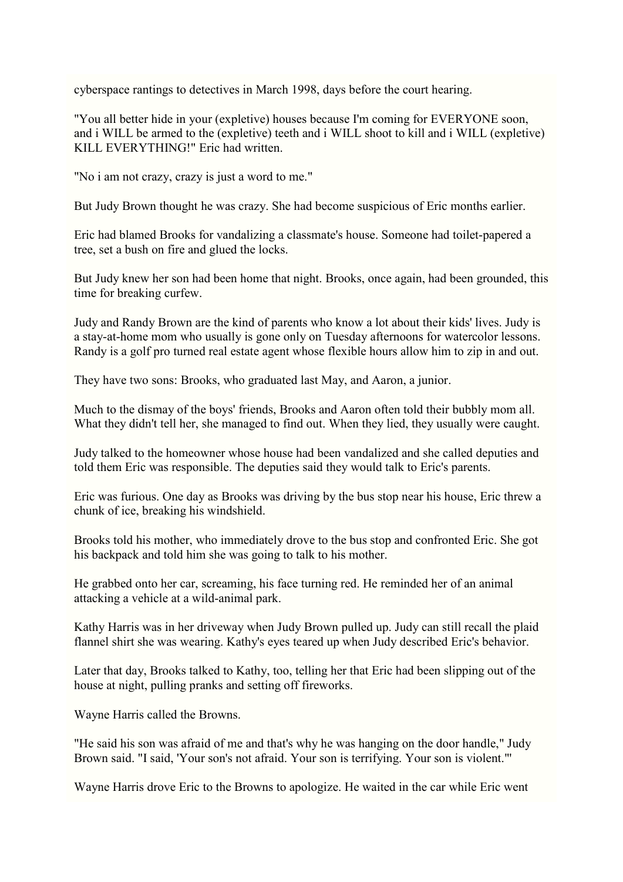cyberspace rantings to detectives in March 1998, days before the court hearing.

"You all better hide in your (expletive) houses because I'm coming for EVERYONE soon, and i WILL be armed to the (expletive) teeth and i WILL shoot to kill and i WILL (expletive) KILL EVERYTHING!" Eric had written.

"No i am not crazy, crazy is just a word to me."

But Judy Brown thought he was crazy. She had become suspicious of Eric months earlier.

Eric had blamed Brooks for vandalizing a classmate's house. Someone had toilet-papered a tree, set a bush on fire and glued the locks.

But Judy knew her son had been home that night. Brooks, once again, had been grounded, this time for breaking curfew.

Judy and Randy Brown are the kind of parents who know a lot about their kids' lives. Judy is a stay-at-home mom who usually is gone only on Tuesday afternoons for watercolor lessons. Randy is a golf pro turned real estate agent whose flexible hours allow him to zip in and out.

They have two sons: Brooks, who graduated last May, and Aaron, a junior.

Much to the dismay of the boys' friends, Brooks and Aaron often told their bubbly mom all. What they didn't tell her, she managed to find out. When they lied, they usually were caught.

Judy talked to the homeowner whose house had been vandalized and she called deputies and told them Eric was responsible. The deputies said they would talk to Eric's parents.

Eric was furious. One day as Brooks was driving by the bus stop near his house, Eric threw a chunk of ice, breaking his windshield.

Brooks told his mother, who immediately drove to the bus stop and confronted Eric. She got his backpack and told him she was going to talk to his mother.

He grabbed onto her car, screaming, his face turning red. He reminded her of an animal attacking a vehicle at a wild-animal park.

Kathy Harris was in her driveway when Judy Brown pulled up. Judy can still recall the plaid flannel shirt she was wearing. Kathy's eyes teared up when Judy described Eric's behavior.

Later that day, Brooks talked to Kathy, too, telling her that Eric had been slipping out of the house at night, pulling pranks and setting off fireworks.

Wayne Harris called the Browns.

"He said his son was afraid of me and that's why he was hanging on the door handle," Judy Brown said. "I said, 'Your son's not afraid. Your son is terrifying. Your son is violent.'"

Wayne Harris drove Eric to the Browns to apologize. He waited in the car while Eric went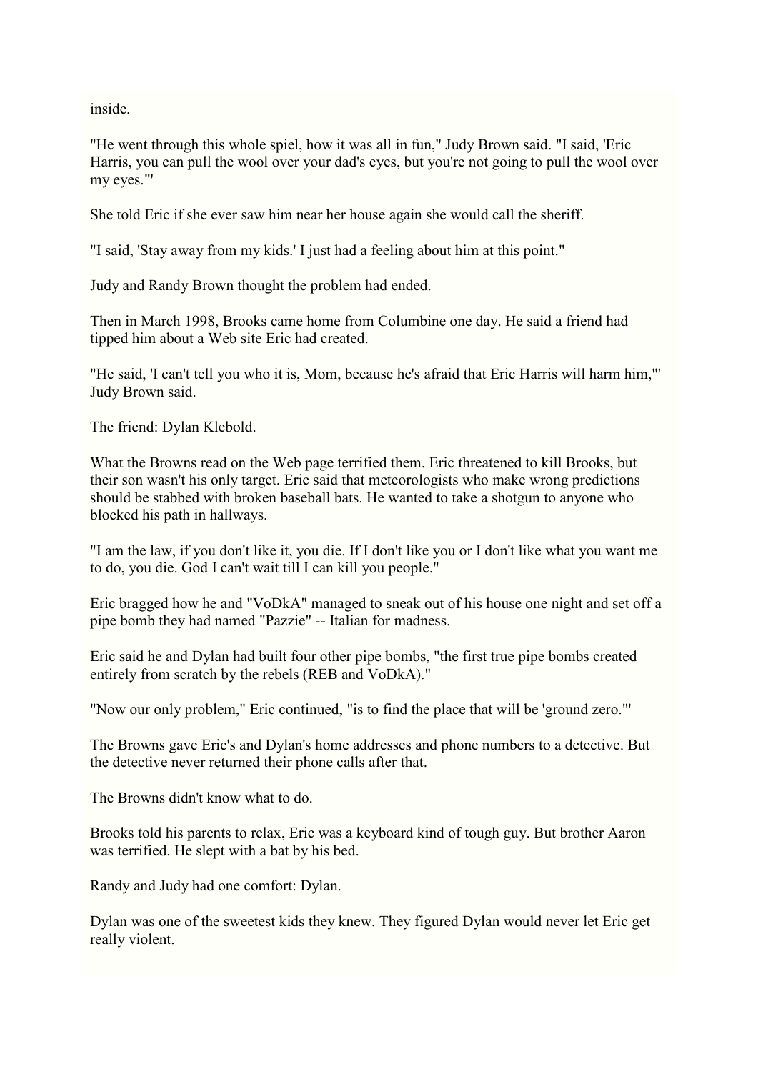inside.

"He went through this whole spiel, how it was all in fun," Judy Brown said. "I said, 'Eric Harris, you can pull the wool over your dad's eyes, but you're not going to pull the wool over my eyes.'"

She told Eric if she ever saw him near her house again she would call the sheriff.

"I said, 'Stay away from my kids.' I just had a feeling about him at this point."

Judy and Randy Brown thought the problem had ended.

Then in March 1998, Brooks came home from Columbine one day. He said a friend had tipped him about a Web site Eric had created.

"He said, 'I can't tell you who it is, Mom, because he's afraid that Eric Harris will harm him,'" Judy Brown said.

The friend: Dylan Klebold.

What the Browns read on the Web page terrified them. Eric threatened to kill Brooks, but their son wasn't his only target. Eric said that meteorologists who make wrong predictions should be stabbed with broken baseball bats. He wanted to take a shotgun to anyone who blocked his path in hallways.

"I am the law, if you don't like it, you die. If I don't like you or I don't like what you want me to do, you die. God I can't wait till I can kill you people."

Eric bragged how he and "VoDkA" managed to sneak out of his house one night and set off a pipe bomb they had named "Pazzie" -- Italian for madness.

Eric said he and Dylan had built four other pipe bombs, "the first true pipe bombs created entirely from scratch by the rebels (REB and VoDkA)."

"Now our only problem," Eric continued, "is to find the place that will be 'ground zero.'"

The Browns gave Eric's and Dylan's home addresses and phone numbers to a detective. But the detective never returned their phone calls after that.

The Browns didn't know what to do.

Brooks told his parents to relax, Eric was a keyboard kind of tough guy. But brother Aaron was terrified. He slept with a bat by his bed.

Randy and Judy had one comfort: Dylan.

Dylan was one of the sweetest kids they knew. They figured Dylan would never let Eric get really violent.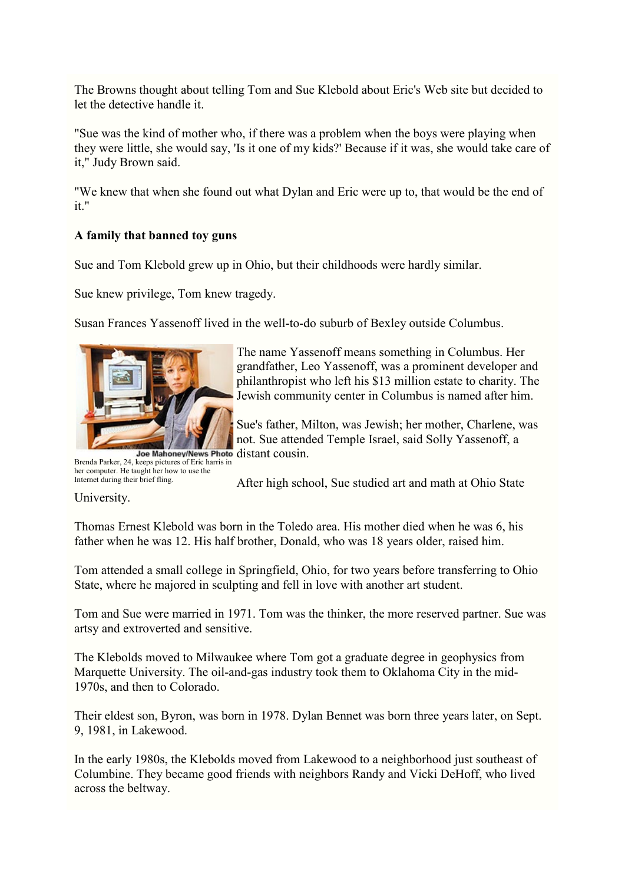The Browns thought about telling Tom and Sue Klebold about Eric's Web site but decided to let the detective handle it.

"Sue was the kind of mother who, if there was a problem when the boys were playing when they were little, she would say, 'Is it one of my kids?' Because if it was, she would take care of it," Judy Brown said.

"We knew that when she found out what Dylan and Eric were up to, that would be the end of it."

**A family that banned toy guns**

Sue and Tom Klebold grew up in Ohio, but their childhoods were hardly similar.

Sue knew privilege, Tom knew tragedy.

Susan Frances Yassenoff lived in the well-to-do suburb of Bexley outside Columbus.

Joe Mahoney/News Photo
Brenda Parker, 24, keeps pictures of Eric harris in her computer. He taught her how to use the Internet during their brief fling.

The name Yassenoff means something in Columbus. Her grandfather, Leo Yassenoff, was a prominent developer and philanthropist who left his $13 million estate to charity. The Jewish community center in Columbus is named after him.

Sue's father, Milton, was Jewish; her mother, Charlene, was not. Sue attended Temple Israel, said Solly Yassenoff, a distant cousin.

After high school, Sue studied art and math at Ohio State University.

Thomas Ernest Klebold was born in the Toledo area. His mother died when he was 6, his father when he was 12. His half brother, Donald, who was 18 years older, raised him.

Tom attended a small college in Springfield, Ohio, for two years before transferring to Ohio State, where he majored in sculpting and fell in love with another art student.

Tom and Sue were married in 1971. Tom was the thinker, the more reserved partner. Sue was artsy and extroverted and sensitive.

The Klebolds moved to Milwaukee where Tom got a graduate degree in geophysics from Marquette University. The oil-and-gas industry took them to Oklahoma City in the mid-1970s, and then to Colorado.

Their eldest son, Byron, was born in 1978. Dylan Bennet was born three years later, on Sept. 9, 1981, in Lakewood.

In the early 1980s, the Klebolds moved from Lakewood to a neighborhood just southeast of Columbine. They became good friends with neighbors Randy and Vicki DeHoff, who lived across the beltway.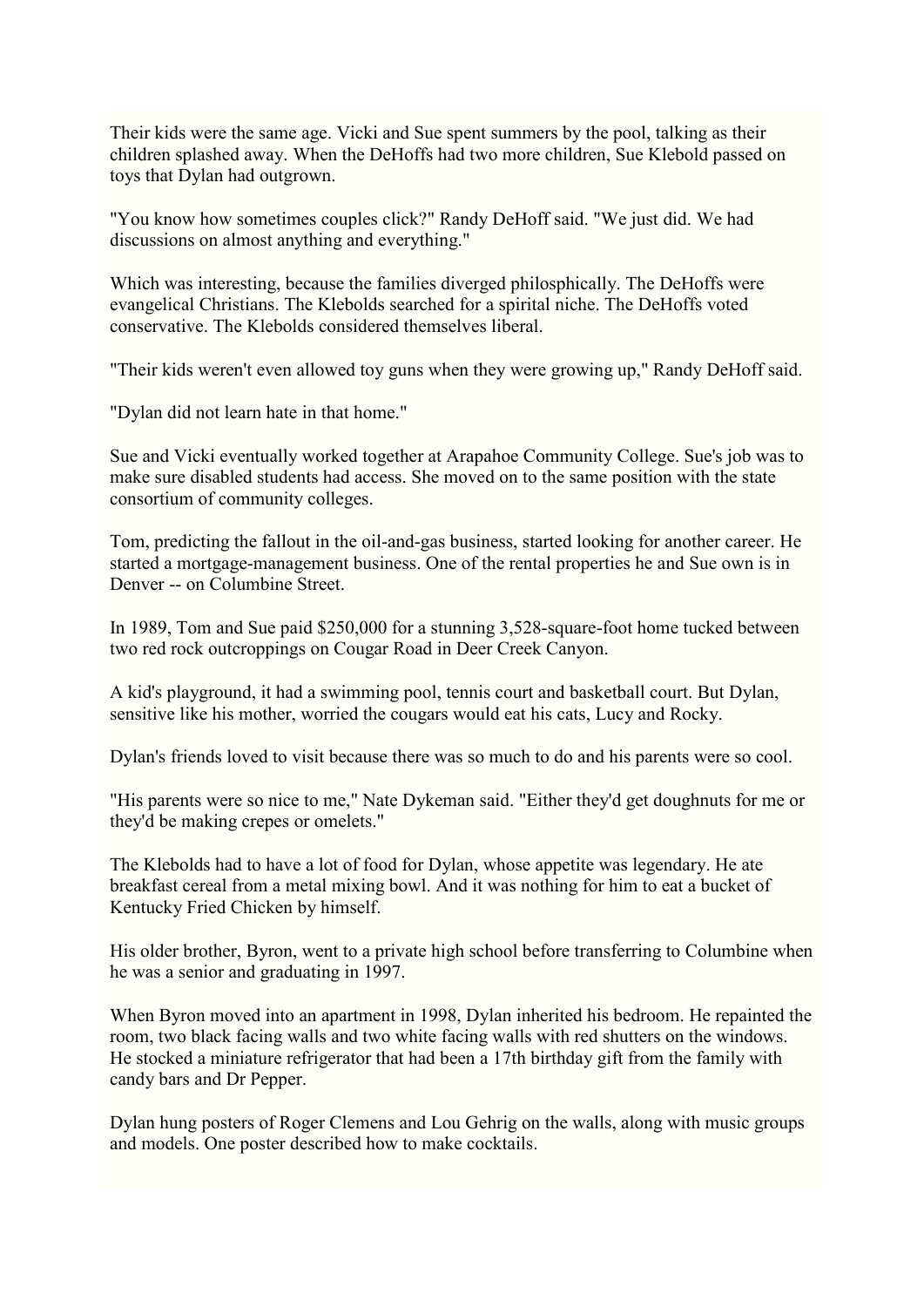Their kids were the same age. Vicki and Sue spent summers by the pool, talking as their children splashed away. When the DeHoffs had two more children, Sue Klebold passed on toys that Dylan had outgrown.

"You know how sometimes couples click?" Randy DeHoff said. "We just did. We had discussions on almost anything and everything."

Which was interesting, because the families diverged philosphically. The DeHoffs were evangelical Christians. The Klebolds searched for a spirital niche. The DeHoffs voted conservative. The Klebolds considered themselves liberal.

"Their kids weren't even allowed toy guns when they were growing up," Randy DeHoff said.

"Dylan did not learn hate in that home."

Sue and Vicki eventually worked together at Arapahoe Community College. Sue's job was to make sure disabled students had access. She moved on to the same position with the state consortium of community colleges.

Tom, predicting the fallout in the oil-and-gas business, started looking for another career. He started a mortgage-management business. One of the rental properties he and Sue own is in Denver -- on Columbine Street.

In 1989, Tom and Sue paid $250,000 for a stunning 3,528-square-foot home tucked between two red rock outcroppings on Cougar Road in Deer Creek Canyon.

A kid's playground, it had a swimming pool, tennis court and basketball court. But Dylan, sensitive like his mother, worried the cougars would eat his cats, Lucy and Rocky.

Dylan's friends loved to visit because there was so much to do and his parents were so cool.

"His parents were so nice to me," Nate Dykeman said. "Either they'd get doughnuts for me or they'd be making crepes or omelets."

The Klebolds had to have a lot of food for Dylan, whose appetite was legendary. He ate breakfast cereal from a metal mixing bowl. And it was nothing for him to eat a bucket of Kentucky Fried Chicken by himself.

His older brother, Byron, went to a private high school before transferring to Columbine when he was a senior and graduating in 1997.

When Byron moved into an apartment in 1998, Dylan inherited his bedroom. He repainted the room, two black facing walls and two white facing walls with red shutters on the windows. He stocked a miniature refrigerator that had been a 17th birthday gift from the family with candy bars and Dr Pepper.

Dylan hung posters of Roger Clemens and Lou Gehrig on the walls, along with music groups and models. One poster described how to make cocktails.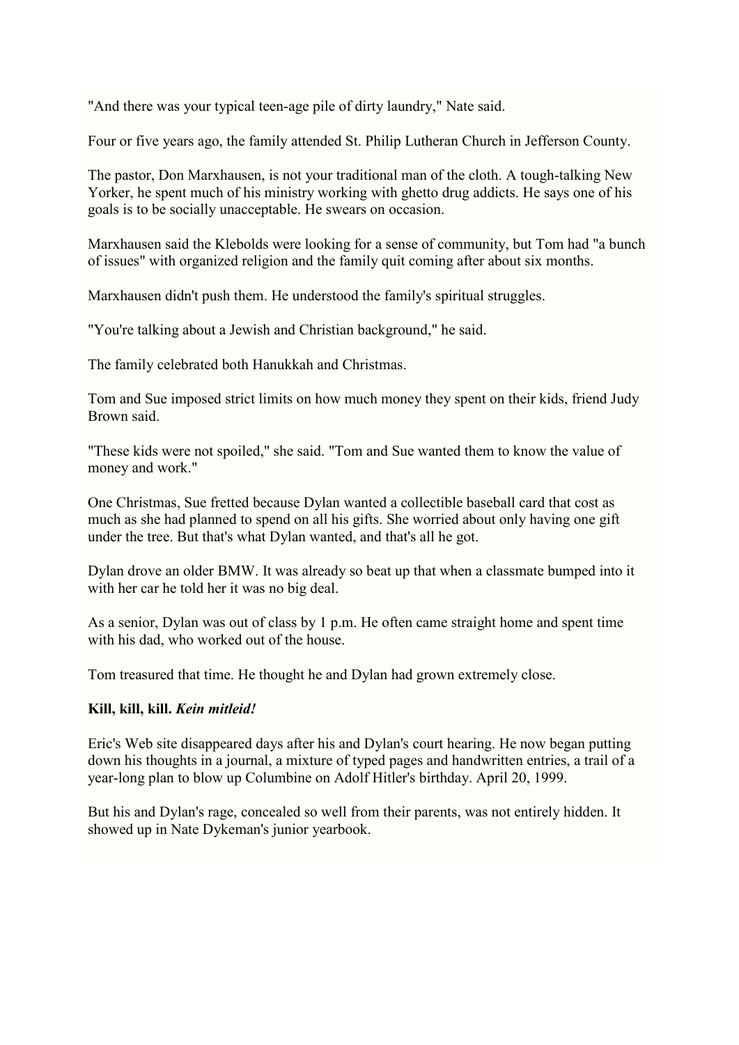"And there was your typical teen-age pile of dirty laundry," Nate said.

Four or five years ago, the family attended St. Philip Lutheran Church in Jefferson County.

The pastor, Don Marxhausen, is not your traditional man of the cloth. A tough-talking New Yorker, he spent much of his ministry working with ghetto drug addicts. He says one of his goals is to be socially unacceptable. He swears on occasion.

Marxhausen said the Klebolds were looking for a sense of community, but Tom had "a bunch of issues" with organized religion and the family quit coming after about six months.

Marxhausen didn't push them. He understood the family's spiritual struggles.

"You're talking about a Jewish and Christian background," he said.

The family celebrated both Hanukkah and Christmas.

Tom and Sue imposed strict limits on how much money they spent on their kids, friend Judy Brown said.

"These kids were not spoiled," she said. "Tom and Sue wanted them to know the value of money and work."

One Christmas, Sue fretted because Dylan wanted a collectible baseball card that cost as much as she had planned to spend on all his gifts. She worried about only having one gift under the tree. But that's what Dylan wanted, and that's all he got.

Dylan drove an older BMW. It was already so beat up that when a classmate bumped into it with her car he told her it was no big deal.

As a senior, Dylan was out of class by 1 p.m. He often came straight home and spent time with his dad, who worked out of the house.

Tom treasured that time. He thought he and Dylan had grown extremely close.

**Kill, kill, kill. *Kein mitleid!***

Eric's Web site disappeared days after his and Dylan's court hearing. He now began putting down his thoughts in a journal, a mixture of typed pages and handwritten entries, a trail of a year-long plan to blow up Columbine on Adolf Hitler's birthday. April 20, 1999.

But his and Dylan's rage, concealed so well from their parents, was not entirely hidden. It showed up in Nate Dykeman's junior yearbook.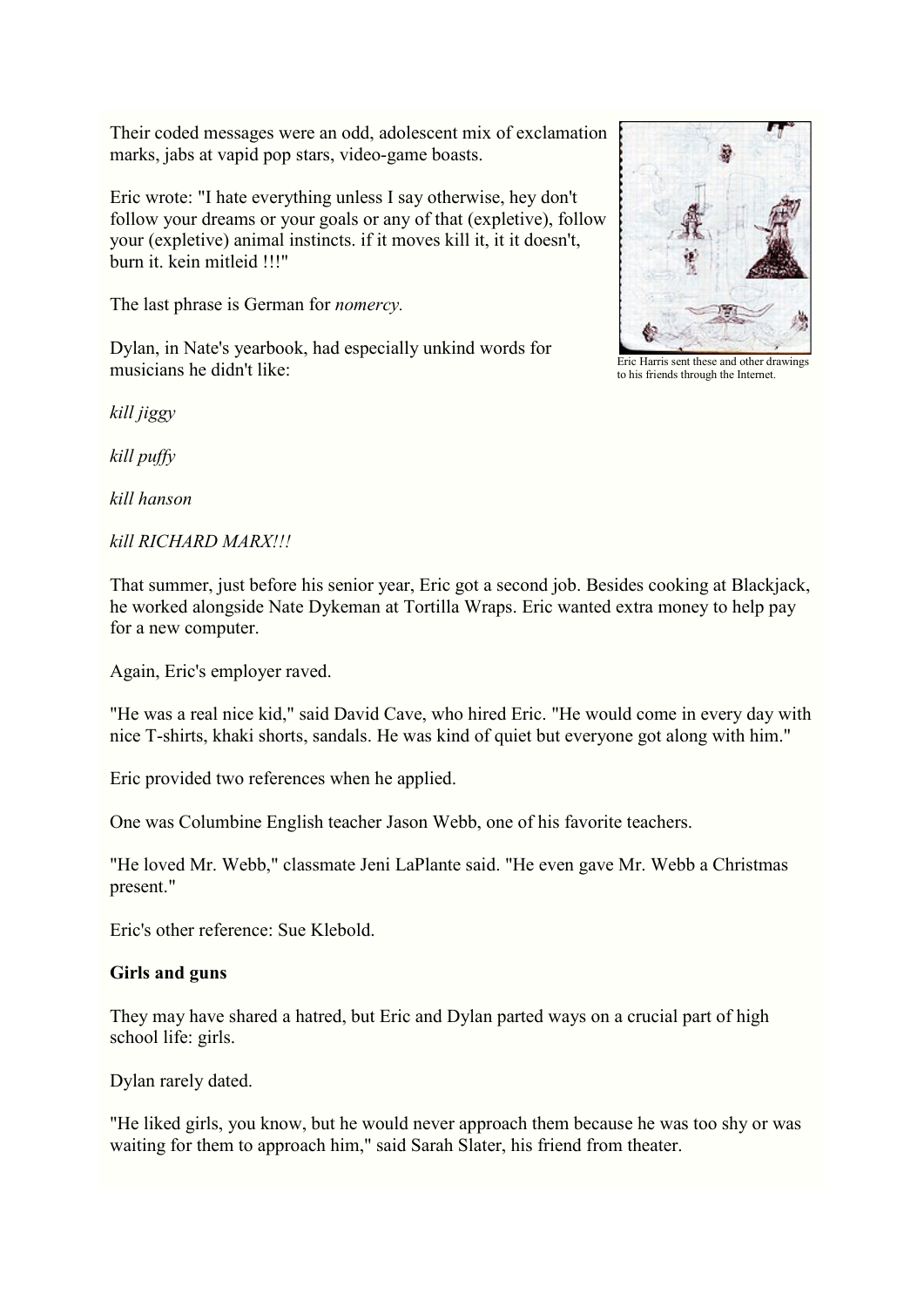Their coded messages were an odd, adolescent mix of exclamation marks, jabs at vapid pop stars, video-game boasts.

Eric wrote: "I hate everything unless I say otherwise, hey don't follow your dreams or your goals or any of that (expletive), follow your (expletive) animal instincts. if it moves kill it, it it doesn't, burn it. kein mitleid !!!"

The last phrase is German for *nomercy.*

Dylan, in Nate's yearbook, had especially unkind words for musicians he didn't like:

Eric Harris sent these and other drawings to his friends through the Internet.

*kill jiggy*

*kill puffy*

*kill hanson*

*kill RICHARD MARX!!!*

That summer, just before his senior year, Eric got a second job. Besides cooking at Blackjack, he worked alongside Nate Dykeman at Tortilla Wraps. Eric wanted extra money to help pay for a new computer.

Again, Eric's employer raved.

"He was a real nice kid," said David Cave, who hired Eric. "He would come in every day with nice T-shirts, khaki shorts, sandals. He was kind of quiet but everyone got along with him."

Eric provided two references when he applied.

One was Columbine English teacher Jason Webb, one of his favorite teachers.

"He loved Mr. Webb," classmate Jeni LaPlante said. "He even gave Mr. Webb a Christmas present."

Eric's other reference: Sue Klebold.

**Girls and guns**

They may have shared a hatred, but Eric and Dylan parted ways on a crucial part of high school life: girls.

Dylan rarely dated.

"He liked girls, you know, but he would never approach them because he was too shy or was waiting for them to approach him," said Sarah Slater, his friend from theater.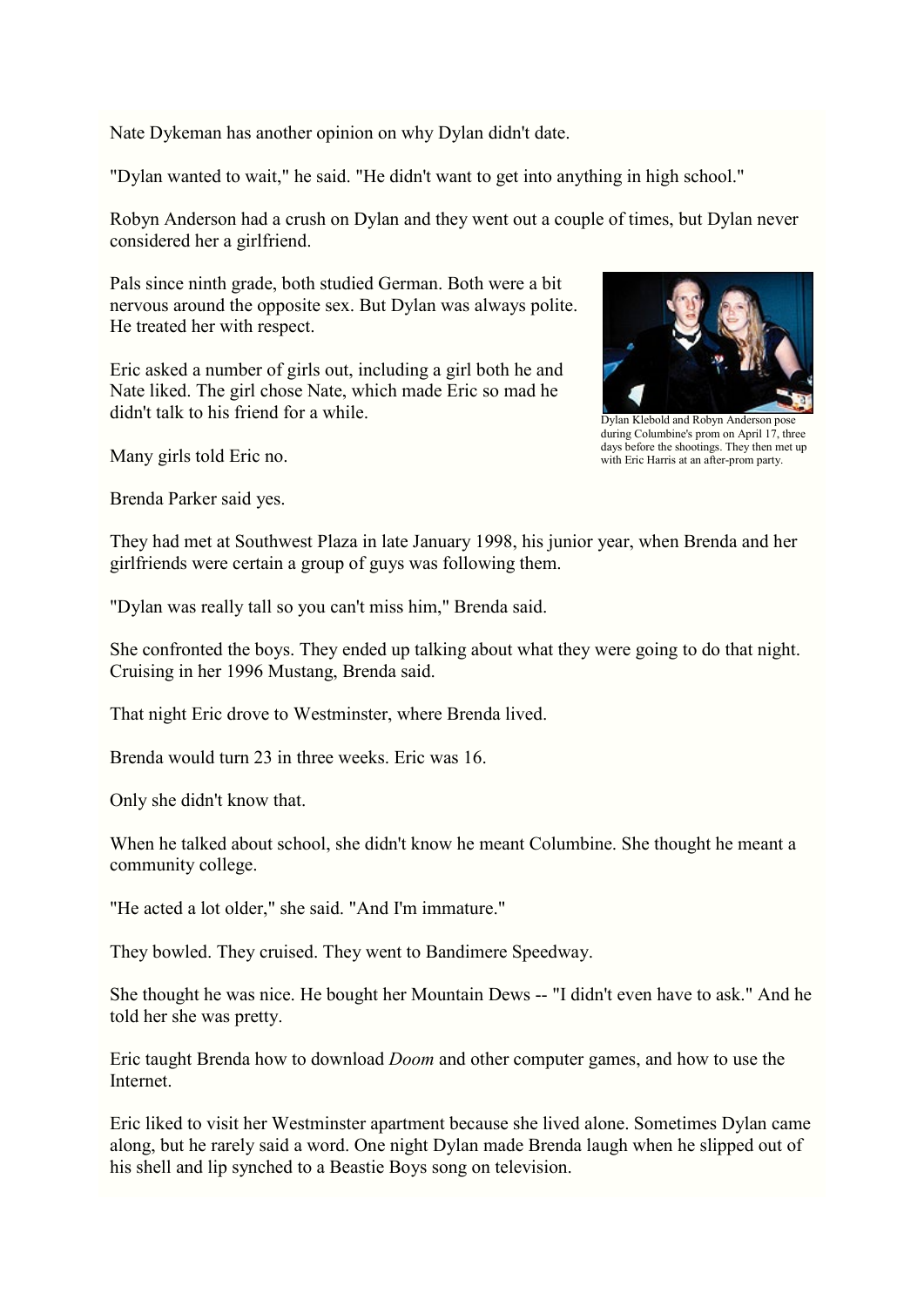Nate Dykeman has another opinion on why Dylan didn't date.

"Dylan wanted to wait," he said. "He didn't want to get into anything in high school."

Robyn Anderson had a crush on Dylan and they went out a couple of times, but Dylan never considered her a girlfriend.

Pals since ninth grade, both studied German. Both were a bit nervous around the opposite sex. But Dylan was always polite. He treated her with respect.

Dylan Klebold and Robyn Anderson pose during Columbine's prom on April 17, three days before the shootings. They then met up with Eric Harris at an after-prom party.

Eric asked a number of girls out, including a girl both he and Nate liked. The girl chose Nate, which made Eric so mad he didn't talk to his friend for a while.

Many girls told Eric no.

Brenda Parker said yes.

They had met at Southwest Plaza in late January 1998, his junior year, when Brenda and her girlfriends were certain a group of guys was following them.

"Dylan was really tall so you can't miss him," Brenda said.

She confronted the boys. They ended up talking about what they were going to do that night. Cruising in her 1996 Mustang, Brenda said.

That night Eric drove to Westminster, where Brenda lived.

Brenda would turn 23 in three weeks. Eric was 16.

Only she didn't know that.

When he talked about school, she didn't know he meant Columbine. She thought he meant a community college.

"He acted a lot older," she said. "And I'm immature."

They bowled. They cruised. They went to Bandimere Speedway.

She thought he was nice. He bought her Mountain Dews -- "I didn't even have to ask." And he told her she was pretty.

Eric taught Brenda how to download *Doom* and other computer games, and how to use the Internet.

Eric liked to visit her Westminster apartment because she lived alone. Sometimes Dylan came along, but he rarely said a word. One night Dylan made Brenda laugh when he slipped out of his shell and lip synched to a Beastie Boys song on television.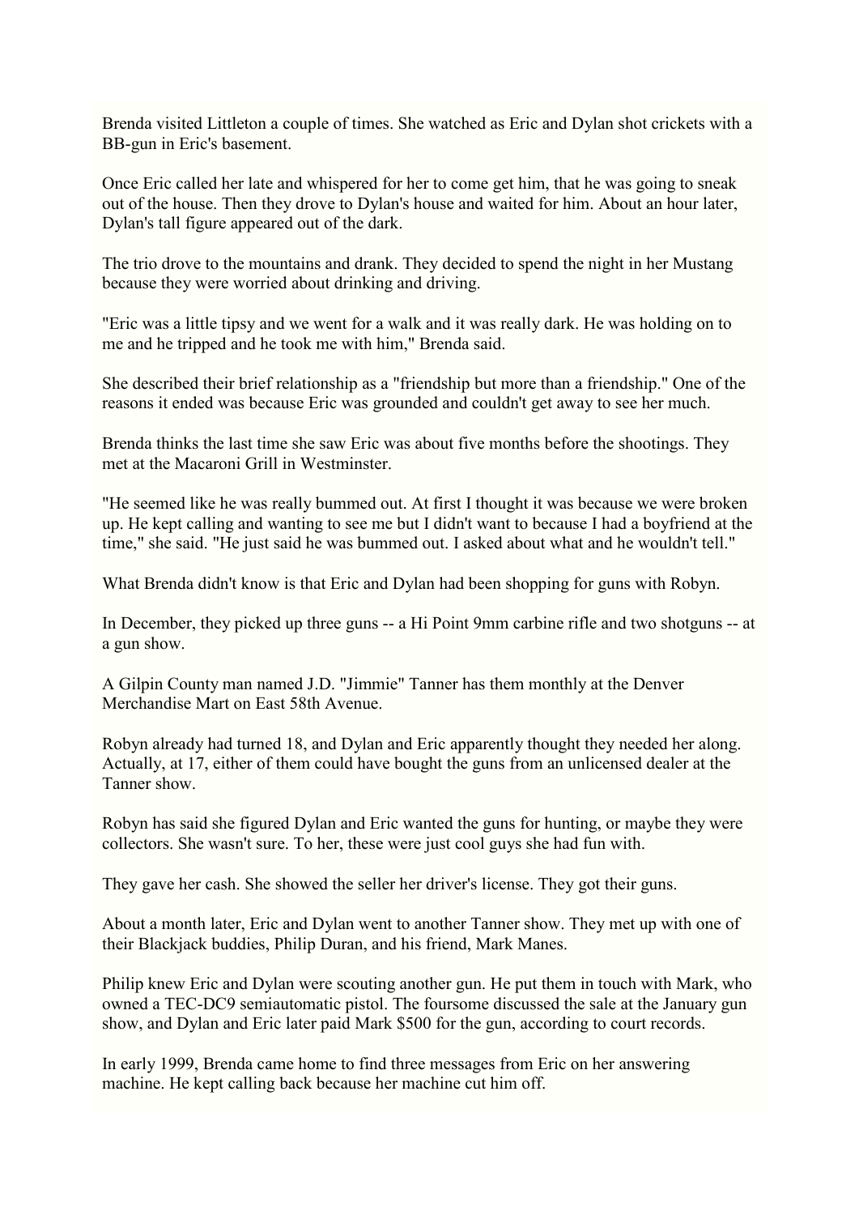Brenda visited Littleton a couple of times. She watched as Eric and Dylan shot crickets with a BB-gun in Eric's basement.

Once Eric called her late and whispered for her to come get him, that he was going to sneak out of the house. Then they drove to Dylan's house and waited for him. About an hour later, Dylan's tall figure appeared out of the dark.

The trio drove to the mountains and drank. They decided to spend the night in her Mustang because they were worried about drinking and driving.

"Eric was a little tipsy and we went for a walk and it was really dark. He was holding on to me and he tripped and he took me with him," Brenda said.

She described their brief relationship as a "friendship but more than a friendship." One of the reasons it ended was because Eric was grounded and couldn't get away to see her much.

Brenda thinks the last time she saw Eric was about five months before the shootings. They met at the Macaroni Grill in Westminster.

"He seemed like he was really bummed out. At first I thought it was because we were broken up. He kept calling and wanting to see me but I didn't want to because I had a boyfriend at the time," she said. "He just said he was bummed out. I asked about what and he wouldn't tell."

What Brenda didn't know is that Eric and Dylan had been shopping for guns with Robyn.

In December, they picked up three guns -- a Hi Point 9mm carbine rifle and two shotguns -- at a gun show.

A Gilpin County man named J.D. "Jimmie" Tanner has them monthly at the Denver Merchandise Mart on East 58th Avenue.

Robyn already had turned 18, and Dylan and Eric apparently thought they needed her along. Actually, at 17, either of them could have bought the guns from an unlicensed dealer at the Tanner show.

Robyn has said she figured Dylan and Eric wanted the guns for hunting, or maybe they were collectors. She wasn't sure. To her, these were just cool guys she had fun with.

They gave her cash. She showed the seller her driver's license. They got their guns.

About a month later, Eric and Dylan went to another Tanner show. They met up with one of their Blackjack buddies, Philip Duran, and his friend, Mark Manes.

Philip knew Eric and Dylan were scouting another gun. He put them in touch with Mark, who owned a TEC-DC9 semiautomatic pistol. The foursome discussed the sale at the January gun show, and Dylan and Eric later paid Mark $500 for the gun, according to court records.

In early 1999, Brenda came home to find three messages from Eric on her answering machine. He kept calling back because her machine cut him off.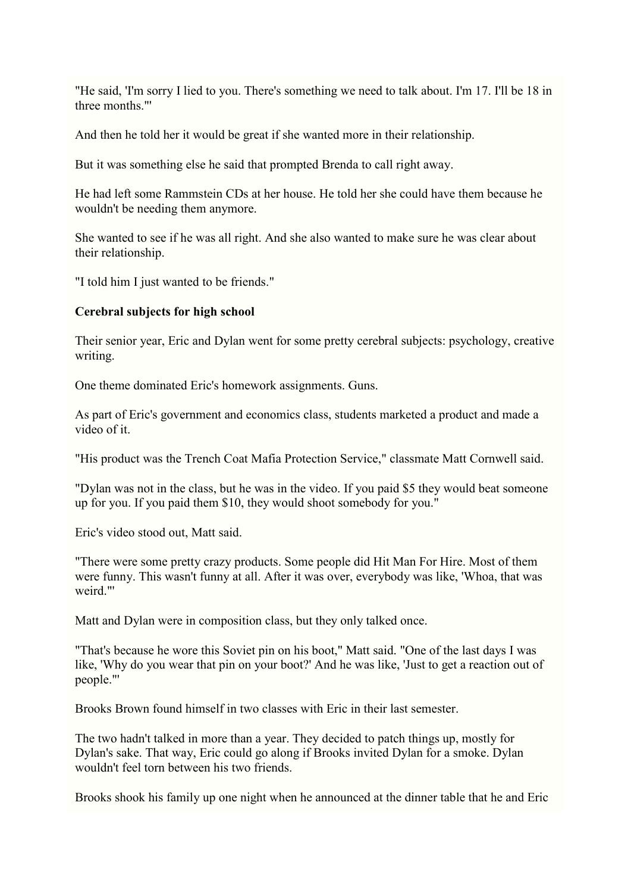"He said, 'I'm sorry I lied to you. There's something we need to talk about. I'm 17. I'll be 18 in three months.'"

And then he told her it would be great if she wanted more in their relationship.

But it was something else he said that prompted Brenda to call right away.

He had left some Rammstein CDs at her house. He told her she could have them because he wouldn't be needing them anymore.

She wanted to see if he was all right. And she also wanted to make sure he was clear about their relationship.

"I told him I just wanted to be friends."

**Cerebral subjects for high school**

Their senior year, Eric and Dylan went for some pretty cerebral subjects: psychology, creative writing.

One theme dominated Eric's homework assignments. Guns.

As part of Eric's government and economics class, students marketed a product and made a video of it.

"His product was the Trench Coat Mafia Protection Service," classmate Matt Cornwell said.

"Dylan was not in the class, but he was in the video. If you paid $5 they would beat someone up for you. If you paid them $10, they would shoot somebody for you."

Eric's video stood out, Matt said.

"There were some pretty crazy products. Some people did Hit Man For Hire. Most of them were funny. This wasn't funny at all. After it was over, everybody was like, 'Whoa, that was weird.'"

Matt and Dylan were in composition class, but they only talked once.

"That's because he wore this Soviet pin on his boot," Matt said. "One of the last days I was like, 'Why do you wear that pin on your boot?' And he was like, 'Just to get a reaction out of people.'"

Brooks Brown found himself in two classes with Eric in their last semester.

The two hadn't talked in more than a year. They decided to patch things up, mostly for Dylan's sake. That way, Eric could go along if Brooks invited Dylan for a smoke. Dylan wouldn't feel torn between his two friends.

Brooks shook his family up one night when he announced at the dinner table that he and Eric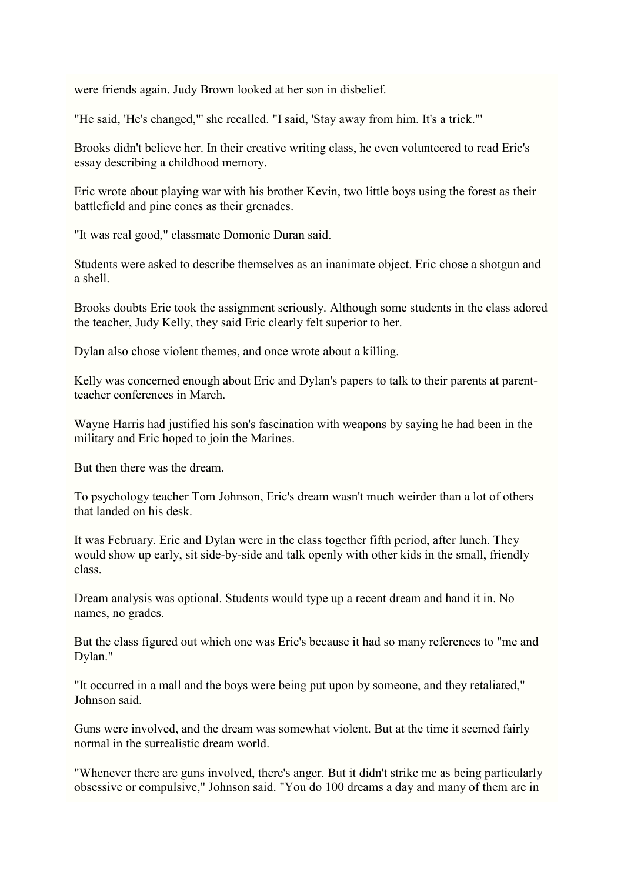were friends again. Judy Brown looked at her son in disbelief.

"He said, 'He's changed,'" she recalled. "I said, 'Stay away from him. It's a trick.'"

Brooks didn't believe her. In their creative writing class, he even volunteered to read Eric's essay describing a childhood memory.

Eric wrote about playing war with his brother Kevin, two little boys using the forest as their battlefield and pine cones as their grenades.

"It was real good," classmate Domonic Duran said.

Students were asked to describe themselves as an inanimate object. Eric chose a shotgun and a shell.

Brooks doubts Eric took the assignment seriously. Although some students in the class adored the teacher, Judy Kelly, they said Eric clearly felt superior to her.

Dylan also chose violent themes, and once wrote about a killing.

Kelly was concerned enough about Eric and Dylan's papers to talk to their parents at parent-teacher conferences in March.

Wayne Harris had justified his son's fascination with weapons by saying he had been in the military and Eric hoped to join the Marines.

But then there was the dream.

To psychology teacher Tom Johnson, Eric's dream wasn't much weirder than a lot of others that landed on his desk.

It was February. Eric and Dylan were in the class together fifth period, after lunch. They would show up early, sit side-by-side and talk openly with other kids in the small, friendly class.

Dream analysis was optional. Students would type up a recent dream and hand it in. No names, no grades.

But the class figured out which one was Eric's because it had so many references to "me and Dylan."

"It occurred in a mall and the boys were being put upon by someone, and they retaliated," Johnson said.

Guns were involved, and the dream was somewhat violent. But at the time it seemed fairly normal in the surrealistic dream world.

"Whenever there are guns involved, there's anger. But it didn't strike me as being particularly obsessive or compulsive," Johnson said. "You do 100 dreams a day and many of them are in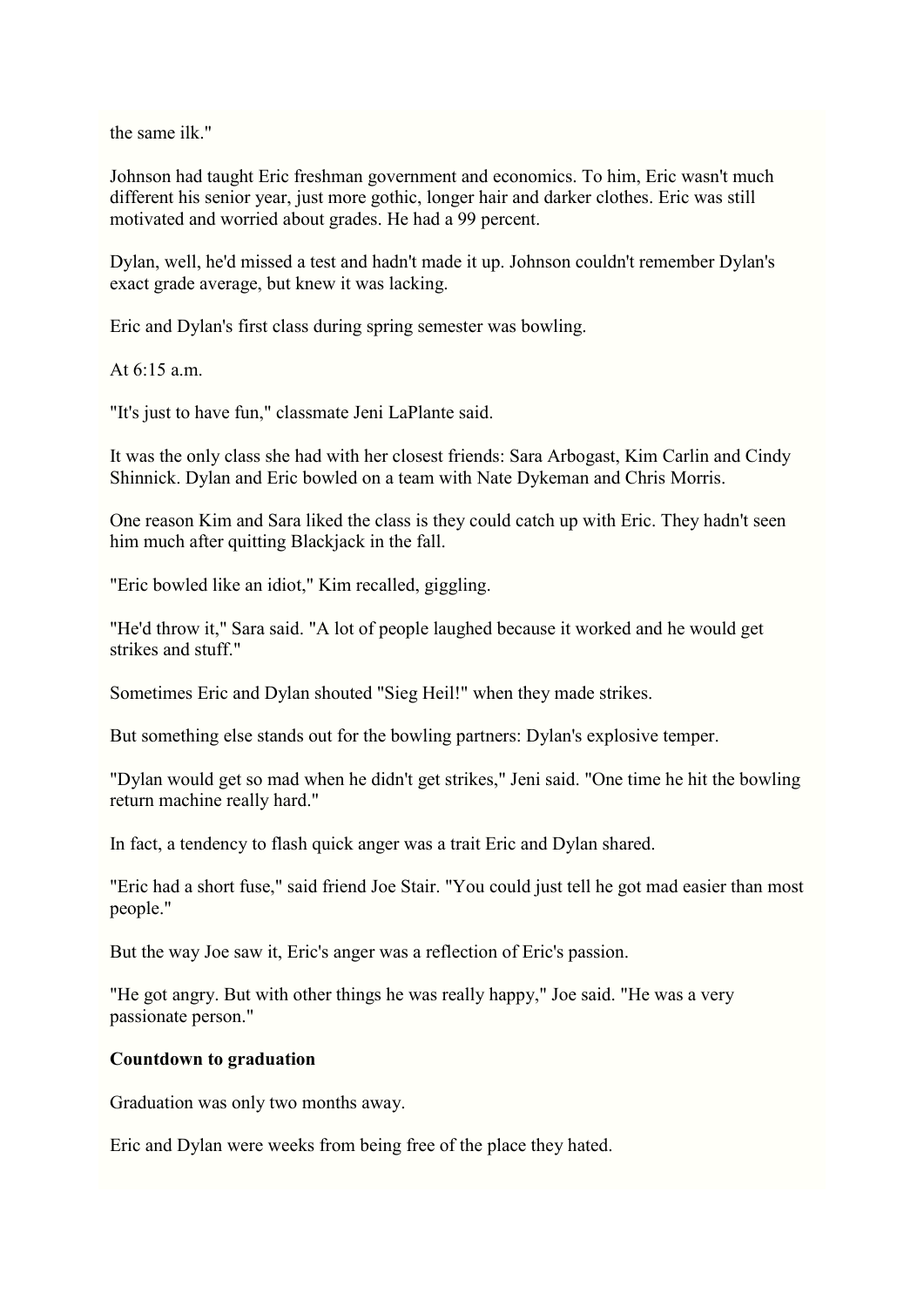the same ilk."

Johnson had taught Eric freshman government and economics. To him, Eric wasn't much different his senior year, just more gothic, longer hair and darker clothes. Eric was still motivated and worried about grades. He had a 99 percent.

Dylan, well, he'd missed a test and hadn't made it up. Johnson couldn't remember Dylan's exact grade average, but knew it was lacking.

Eric and Dylan's first class during spring semester was bowling.

At 6:15 a.m.

"It's just to have fun," classmate Jeni LaPlante said.

It was the only class she had with her closest friends: Sara Arbogast, Kim Carlin and Cindy Shinnick. Dylan and Eric bowled on a team with Nate Dykeman and Chris Morris.

One reason Kim and Sara liked the class is they could catch up with Eric. They hadn't seen him much after quitting Blackjack in the fall.

"Eric bowled like an idiot," Kim recalled, giggling.

"He'd throw it," Sara said. "A lot of people laughed because it worked and he would get strikes and stuff."

Sometimes Eric and Dylan shouted "Sieg Heil!" when they made strikes.

But something else stands out for the bowling partners: Dylan's explosive temper.

"Dylan would get so mad when he didn't get strikes," Jeni said. "One time he hit the bowling return machine really hard."

In fact, a tendency to flash quick anger was a trait Eric and Dylan shared.

"Eric had a short fuse," said friend Joe Stair. "You could just tell he got mad easier than most people."

But the way Joe saw it, Eric's anger was a reflection of Eric's passion.

"He got angry. But with other things he was really happy," Joe said. "He was a very passionate person."

**Countdown to graduation**

Graduation was only two months away.

Eric and Dylan were weeks from being free of the place they hated.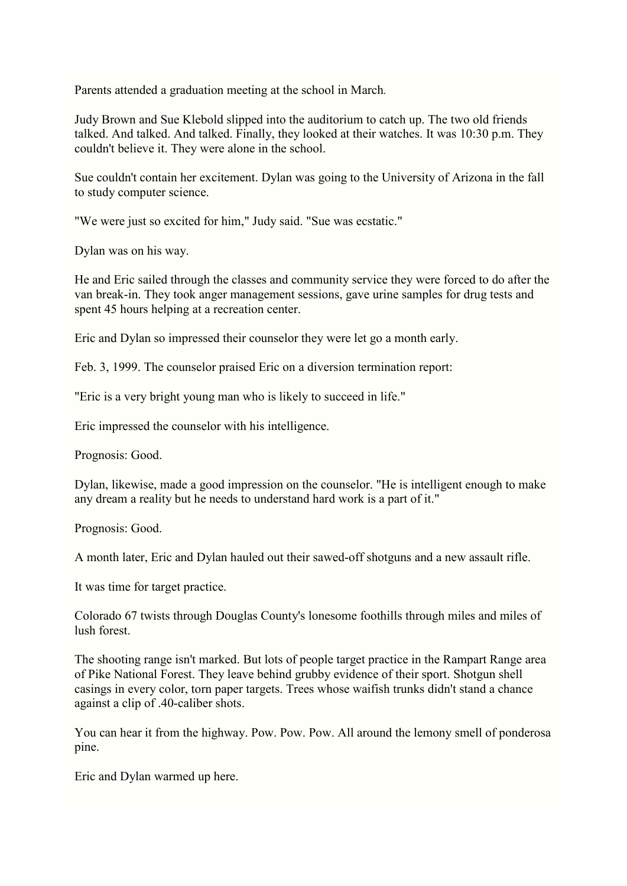Parents attended a graduation meeting at the school in March.

Judy Brown and Sue Klebold slipped into the auditorium to catch up. The two old friends talked. And talked. And talked. Finally, they looked at their watches. It was 10:30 p.m. They couldn't believe it. They were alone in the school.

Sue couldn't contain her excitement. Dylan was going to the University of Arizona in the fall to study computer science.

"We were just so excited for him," Judy said. "Sue was ecstatic."

Dylan was on his way.

He and Eric sailed through the classes and community service they were forced to do after the van break-in. They took anger management sessions, gave urine samples for drug tests and spent 45 hours helping at a recreation center.

Eric and Dylan so impressed their counselor they were let go a month early.

Feb. 3, 1999. The counselor praised Eric on a diversion termination report:

"Eric is a very bright young man who is likely to succeed in life."

Eric impressed the counselor with his intelligence.

Prognosis: Good.

Dylan, likewise, made a good impression on the counselor. "He is intelligent enough to make any dream a reality but he needs to understand hard work is a part of it."

Prognosis: Good.

A month later, Eric and Dylan hauled out their sawed-off shotguns and a new assault rifle.

It was time for target practice.

Colorado 67 twists through Douglas County's lonesome foothills through miles and miles of lush forest.

The shooting range isn't marked. But lots of people target practice in the Rampart Range area of Pike National Forest. They leave behind grubby evidence of their sport. Shotgun shell casings in every color, torn paper targets. Trees whose waifish trunks didn't stand a chance against a clip of .40-caliber shots.

You can hear it from the highway. Pow. Pow. Pow. All around the lemony smell of ponderosa pine.

Eric and Dylan warmed up here.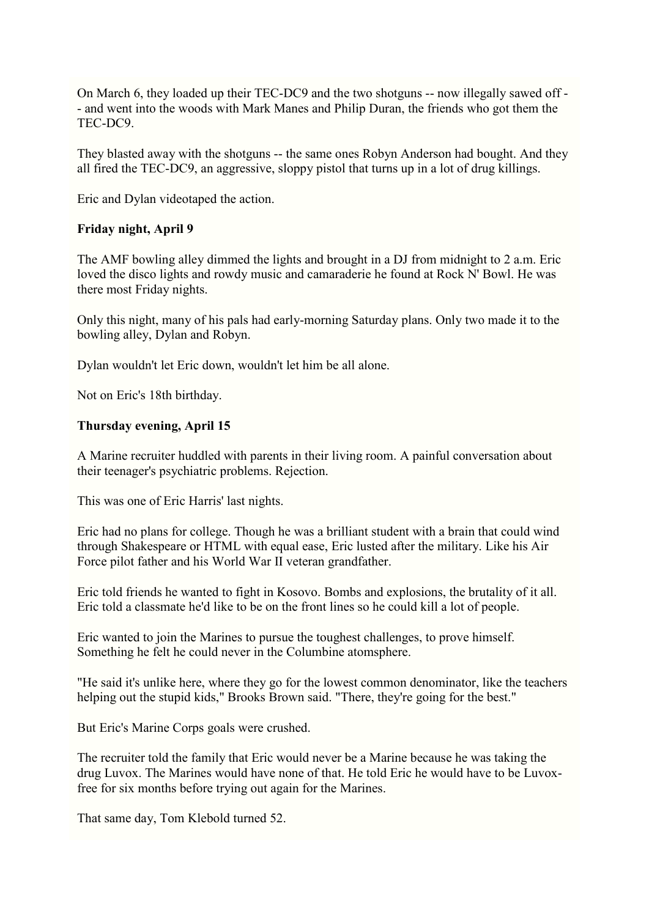On March 6, they loaded up their TEC-DC9 and the two shotguns -- now illegally sawed off -- and went into the woods with Mark Manes and Philip Duran, the friends who got them the TEC-DC9.

They blasted away with the shotguns -- the same ones Robyn Anderson had bought. And they all fired the TEC-DC9, an aggressive, sloppy pistol that turns up in a lot of drug killings.

Eric and Dylan videotaped the action.

**Friday night, April 9**

The AMF bowling alley dimmed the lights and brought in a DJ from midnight to 2 a.m. Eric loved the disco lights and rowdy music and camaraderie he found at Rock N' Bowl. He was there most Friday nights.

Only this night, many of his pals had early-morning Saturday plans. Only two made it to the bowling alley, Dylan and Robyn.

Dylan wouldn't let Eric down, wouldn't let him be all alone.

Not on Eric's 18th birthday.

**Thursday evening, April 15**

A Marine recruiter huddled with parents in their living room. A painful conversation about their teenager's psychiatric problems. Rejection.

This was one of Eric Harris' last nights.

Eric had no plans for college. Though he was a brilliant student with a brain that could wind through Shakespeare or HTML with equal ease, Eric lusted after the military. Like his Air Force pilot father and his World War II veteran grandfather.

Eric told friends he wanted to fight in Kosovo. Bombs and explosions, the brutality of it all. Eric told a classmate he'd like to be on the front lines so he could kill a lot of people.

Eric wanted to join the Marines to pursue the toughest challenges, to prove himself. Something he felt he could never in the Columbine atomsphere.

"He said it's unlike here, where they go for the lowest common denominator, like the teachers helping out the stupid kids," Brooks Brown said. "There, they're going for the best."

But Eric's Marine Corps goals were crushed.

The recruiter told the family that Eric would never be a Marine because he was taking the drug Luvox. The Marines would have none of that. He told Eric he would have to be Luvox-free for six months before trying out again for the Marines.

That same day, Tom Klebold turned 52.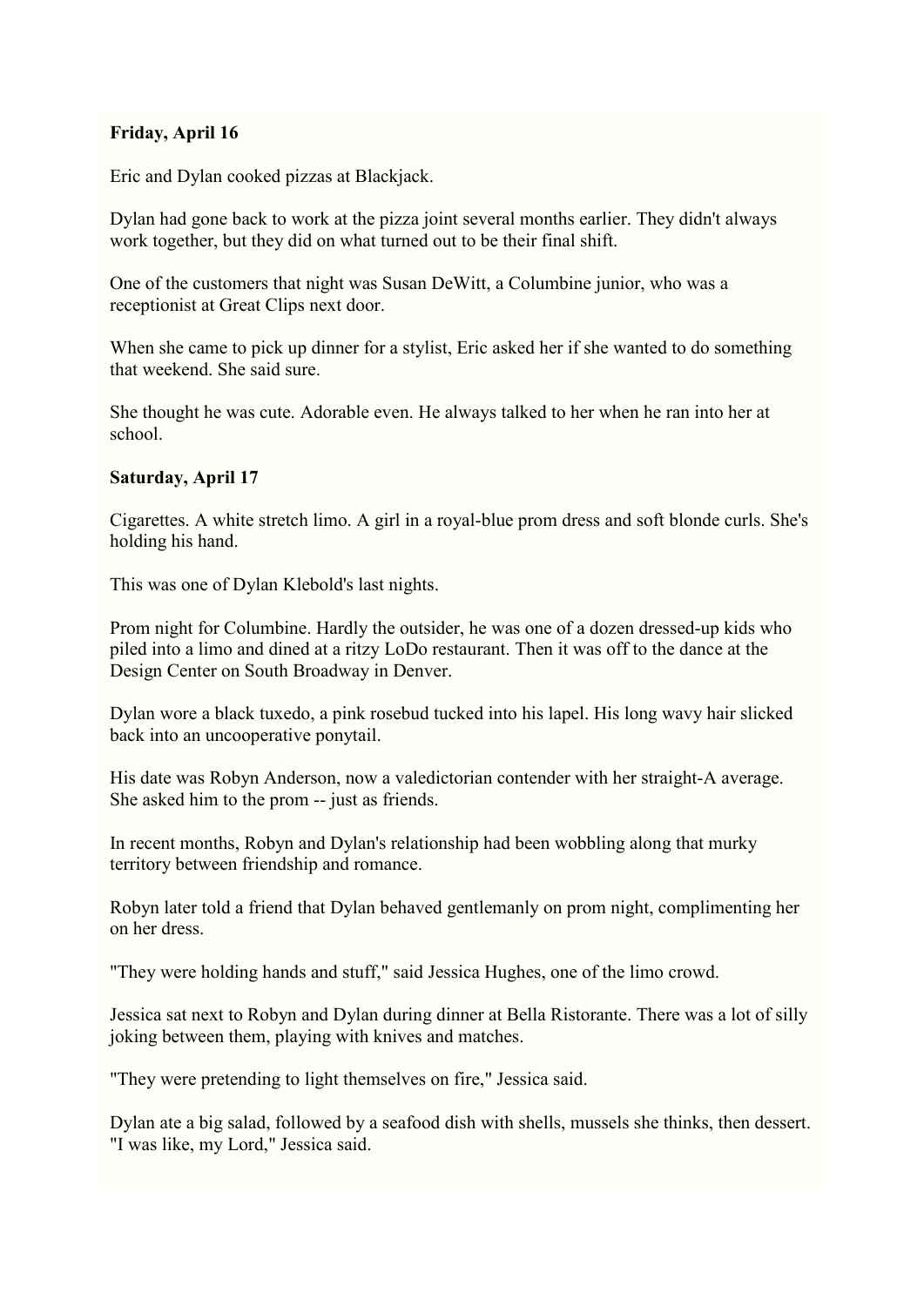**Friday, April 16**

Eric and Dylan cooked pizzas at Blackjack.

Dylan had gone back to work at the pizza joint several months earlier. They didn't always work together, but they did on what turned out to be their final shift.

One of the customers that night was Susan DeWitt, a Columbine junior, who was a receptionist at Great Clips next door.

When she came to pick up dinner for a stylist, Eric asked her if she wanted to do something that weekend. She said sure.

She thought he was cute. Adorable even. He always talked to her when he ran into her at school.

**Saturday, April 17**

Cigarettes. A white stretch limo. A girl in a royal-blue prom dress and soft blonde curls. She's holding his hand.

This was one of Dylan Klebold's last nights.

Prom night for Columbine. Hardly the outsider, he was one of a dozen dressed-up kids who piled into a limo and dined at a ritzy LoDo restaurant. Then it was off to the dance at the Design Center on South Broadway in Denver.

Dylan wore a black tuxedo, a pink rosebud tucked into his lapel. His long wavy hair slicked back into an uncooperative ponytail.

His date was Robyn Anderson, now a valedictorian contender with her straight-A average. She asked him to the prom -- just as friends.

In recent months, Robyn and Dylan's relationship had been wobbling along that murky territory between friendship and romance.

Robyn later told a friend that Dylan behaved gentlemanly on prom night, complimenting her on her dress.

"They were holding hands and stuff," said Jessica Hughes, one of the limo crowd.

Jessica sat next to Robyn and Dylan during dinner at Bella Ristorante. There was a lot of silly joking between them, playing with knives and matches.

"They were pretending to light themselves on fire," Jessica said.

Dylan ate a big salad, followed by a seafood dish with shells, mussels she thinks, then dessert. "I was like, my Lord," Jessica said.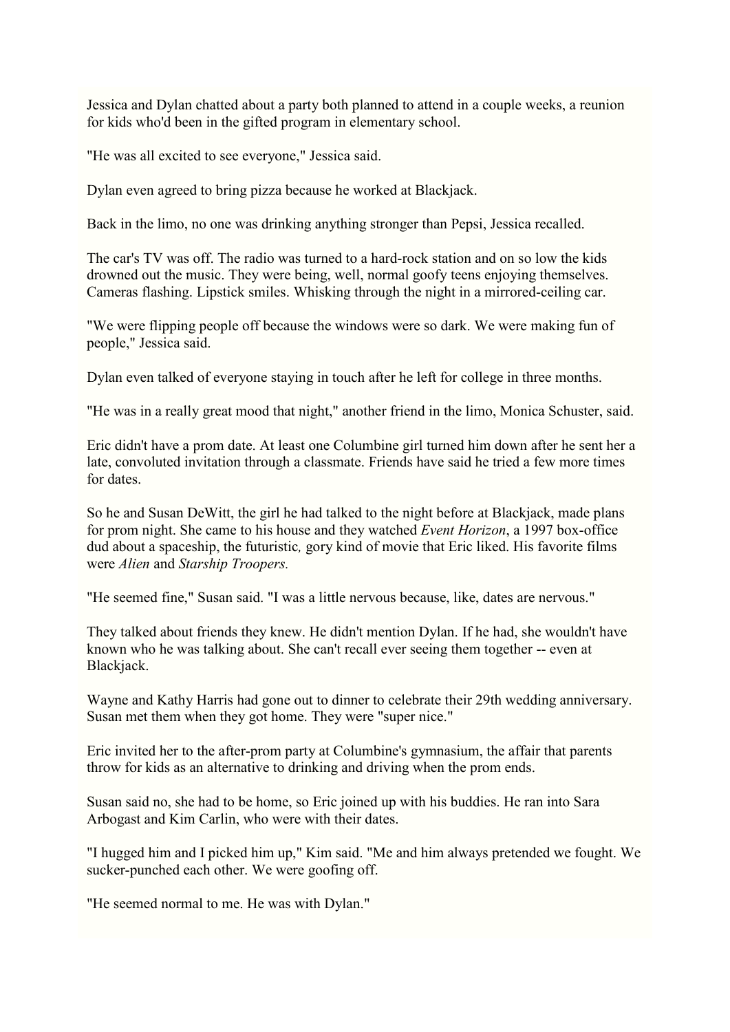Jessica and Dylan chatted about a party both planned to attend in a couple weeks, a reunion for kids who'd been in the gifted program in elementary school.

"He was all excited to see everyone," Jessica said.

Dylan even agreed to bring pizza because he worked at Blackjack.

Back in the limo, no one was drinking anything stronger than Pepsi, Jessica recalled.

The car's TV was off. The radio was turned to a hard-rock station and on so low the kids drowned out the music. They were being, well, normal goofy teens enjoying themselves. Cameras flashing. Lipstick smiles. Whisking through the night in a mirrored-ceiling car.

"We were flipping people off because the windows were so dark. We were making fun of people," Jessica said.

Dylan even talked of everyone staying in touch after he left for college in three months.

"He was in a really great mood that night," another friend in the limo, Monica Schuster, said.

Eric didn't have a prom date. At least one Columbine girl turned him down after he sent her a late, convoluted invitation through a classmate. Friends have said he tried a few more times for dates.

So he and Susan DeWitt, the girl he had talked to the night before at Blackjack, made plans for prom night. She came to his house and they watched *Event Horizon*, a 1997 box-office dud about a spaceship, the futuristic*,* gory kind of movie that Eric liked. His favorite films were *Alien* and *Starship Troopers.*

"He seemed fine," Susan said. "I was a little nervous because, like, dates are nervous."

They talked about friends they knew. He didn't mention Dylan. If he had, she wouldn't have known who he was talking about. She can't recall ever seeing them together -- even at Blackjack.

Wayne and Kathy Harris had gone out to dinner to celebrate their 29th wedding anniversary. Susan met them when they got home. They were "super nice."

Eric invited her to the after-prom party at Columbine's gymnasium, the affair that parents throw for kids as an alternative to drinking and driving when the prom ends.

Susan said no, she had to be home, so Eric joined up with his buddies. He ran into Sara Arbogast and Kim Carlin, who were with their dates.

"I hugged him and I picked him up," Kim said. "Me and him always pretended we fought. We sucker-punched each other. We were goofing off.

"He seemed normal to me. He was with Dylan."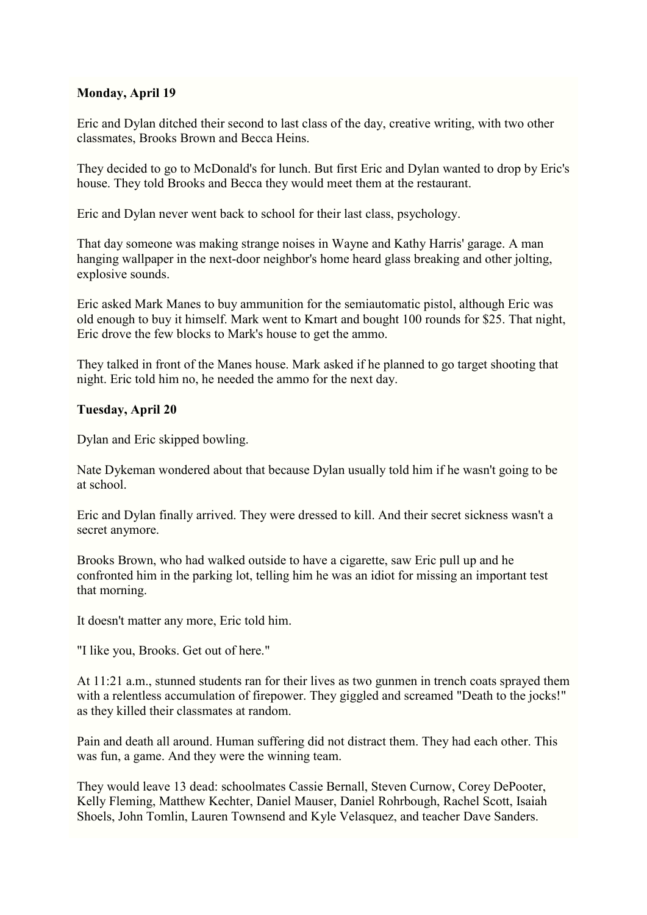**Monday, April 19**

Eric and Dylan ditched their second to last class of the day, creative writing, with two other classmates, Brooks Brown and Becca Heins.

They decided to go to McDonald's for lunch. But first Eric and Dylan wanted to drop by Eric's house. They told Brooks and Becca they would meet them at the restaurant.

Eric and Dylan never went back to school for their last class, psychology.

That day someone was making strange noises in Wayne and Kathy Harris' garage. A man hanging wallpaper in the next-door neighbor's home heard glass breaking and other jolting, explosive sounds.

Eric asked Mark Manes to buy ammunition for the semiautomatic pistol, although Eric was old enough to buy it himself. Mark went to Kmart and bought 100 rounds for $25. That night, Eric drove the few blocks to Mark's house to get the ammo.

They talked in front of the Manes house. Mark asked if he planned to go target shooting that night. Eric told him no, he needed the ammo for the next day.

**Tuesday, April 20**

Dylan and Eric skipped bowling.

Nate Dykeman wondered about that because Dylan usually told him if he wasn't going to be at school.

Eric and Dylan finally arrived. They were dressed to kill. And their secret sickness wasn't a secret anymore.

Brooks Brown, who had walked outside to have a cigarette, saw Eric pull up and he confronted him in the parking lot, telling him he was an idiot for missing an important test that morning.

It doesn't matter any more, Eric told him.

"I like you, Brooks. Get out of here."

At 11:21 a.m., stunned students ran for their lives as two gunmen in trench coats sprayed them with a relentless accumulation of firepower. They giggled and screamed "Death to the jocks!" as they killed their classmates at random.

Pain and death all around. Human suffering did not distract them. They had each other. This was fun, a game. And they were the winning team.

They would leave 13 dead: schoolmates Cassie Bernall, Steven Curnow, Corey DePooter, Kelly Fleming, Matthew Kechter, Daniel Mauser, Daniel Rohrbough, Rachel Scott, Isaiah Shoels, John Tomlin, Lauren Townsend and Kyle Velasquez, and teacher Dave Sanders.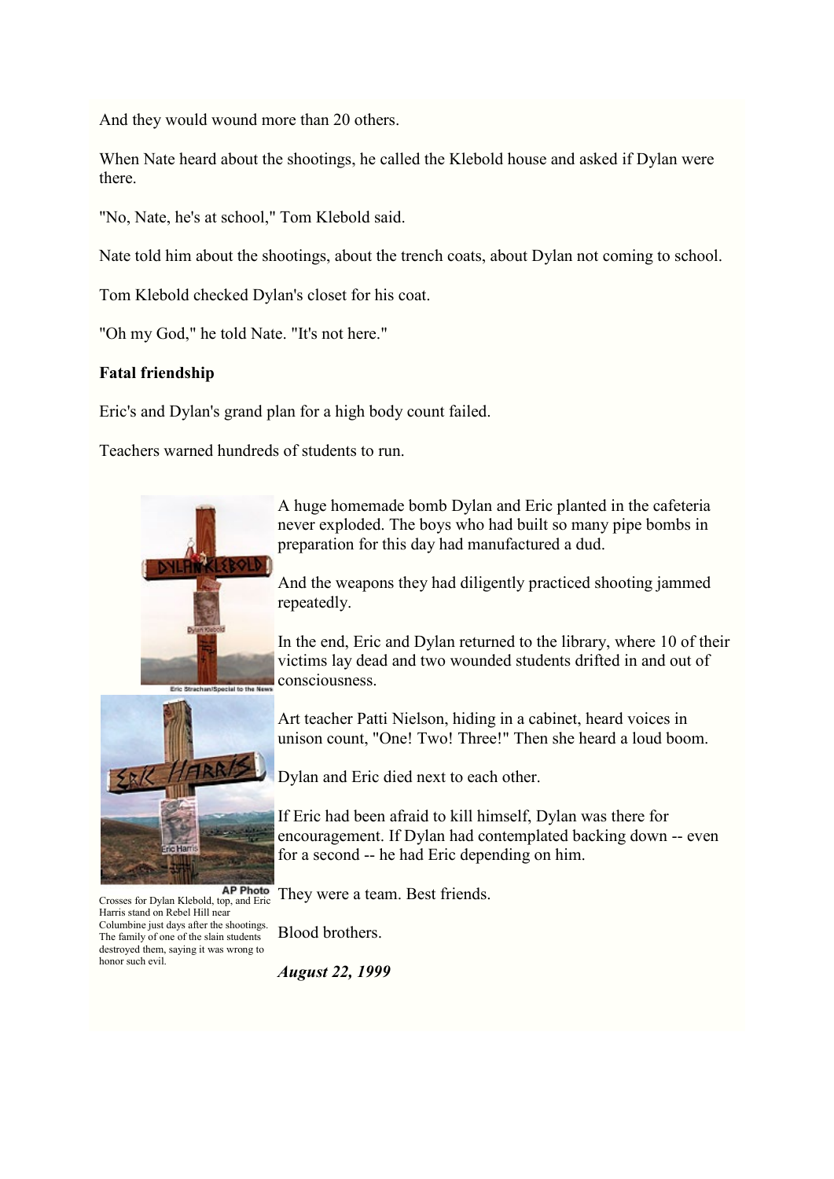And they would wound more than 20 others.

When Nate heard about the shootings, he called the Klebold house and asked if Dylan were there.

"No, Nate, he's at school," Tom Klebold said.

Nate told him about the shootings, about the trench coats, about Dylan not coming to school.

Tom Klebold checked Dylan's closet for his coat.

"Oh my God," he told Nate. "It's not here."

**Fatal friendship**

Eric's and Dylan's grand plan for a high body count failed.

Teachers warned hundreds of students to run.

A huge homemade bomb Dylan and Eric planted in the cafeteria never exploded. The boys who had built so many pipe bombs in preparation for this day had manufactured a dud.

And the weapons they had diligently practiced shooting jammed repeatedly.

In the end, Eric and Dylan returned to the library, where 10 of their victims lay dead and two wounded students drifted in and out of consciousness.

Art teacher Patti Nielson, hiding in a cabinet, heard voices in unison count, "One! Two! Three!" Then she heard a loud boom.

Dylan and Eric died next to each other.

If Eric had been afraid to kill himself, Dylan was there for encouragement. If Dylan had contemplated backing down -- even for a second -- he had Eric depending on him.

They were a team. Best friends.

Blood brothers.

Eric Strachan/Special to the News

AP Photo

Crosses for Dylan Klebold, top, and Eric Harris stand on Rebel Hill near Columbine just days after the shootings. The family of one of the slain students destroyed them, saying it was wrong to honor such evil.

***August 22, 1999***